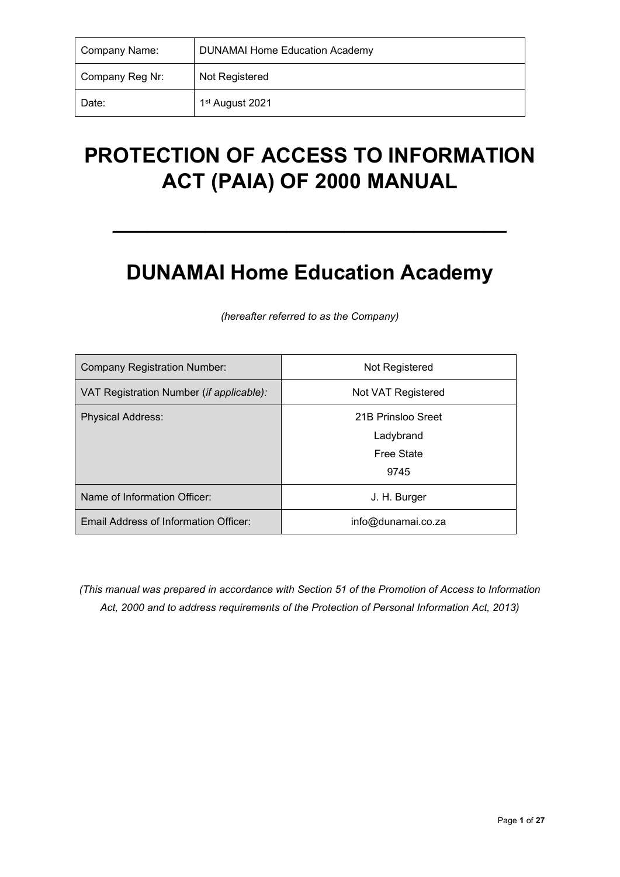| Company Name: | DUNAMAI Home Education Academy |
|---|---|
| Company Reg Nr: | Not Registered |
| Date: | 1st August 2021 |

# PROTECTION OF ACCESS TO INFORMATION ACT (PAIA) OF 2000 MANUAL

---

# DUNAMAI Home Education Academy

*(hereafter referred to as the Company)*

| Company Registration Number: | Not Registered |
|---|---|
| VAT Registration Number (*if applicable):* | Not VAT Registered |
| Physical Address: | 21B Prinsloo Sreet<br>Ladybrand<br>Free State<br>9745 |
| Name of Information Officer: | J. H. Burger |
| Email Address of Information Officer: | info@dunamai.co.za |

*(This manual was prepared in accordance with Section 51 of the Promotion of Access to Information Act, 2000 and to address requirements of the Protection of Personal Information Act, 2013)*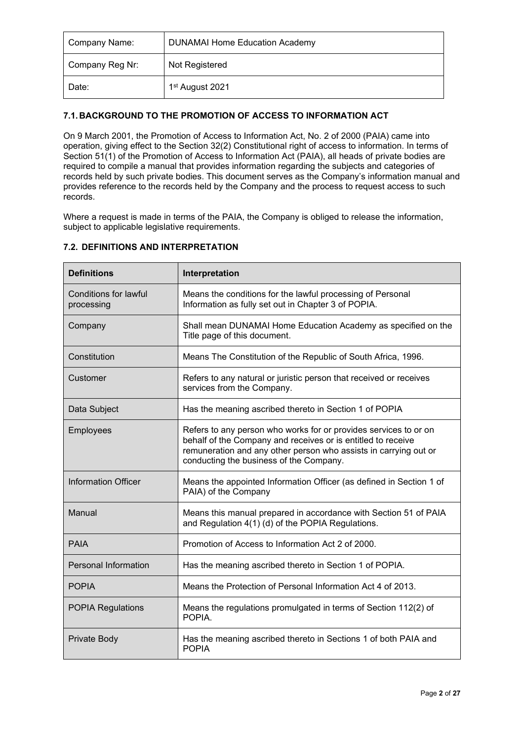| | |
|---|---|
| Company Name: | DUNAMAI Home Education Academy |
| Company Reg Nr: | Not Registered |
| Date: | 1st August 2021 |

### 7.1. BACKGROUND TO THE PROMOTION OF ACCESS TO INFORMATION ACT

On 9 March 2001, the Promotion of Access to Information Act, No. 2 of 2000 (PAIA) came into operation, giving effect to the Section 32(2) Constitutional right of access to information. In terms of Section 51(1) of the Promotion of Access to Information Act (PAIA), all heads of private bodies are required to compile a manual that provides information regarding the subjects and categories of records held by such private bodies. This document serves as the Company's information manual and provides reference to the records held by the Company and the process to request access to such records.

Where a request is made in terms of the PAIA, the Company is obliged to release the information, subject to applicable legislative requirements.

### 7.2. DEFINITIONS AND INTERPRETATION

| Definitions | Interpretation |
|---|---|
| Conditions for lawful processing | Means the conditions for the lawful processing of Personal Information as fully set out in Chapter 3 of POPIA. |
| Company | Shall mean DUNAMAI Home Education Academy as specified on the Title page of this document. |
| Constitution | Means The Constitution of the Republic of South Africa, 1996. |
| Customer | Refers to any natural or juristic person that received or receives services from the Company. |
| Data Subject | Has the meaning ascribed thereto in Section 1 of POPIA |
| Employees | Refers to any person who works for or provides services to or on behalf of the Company and receives or is entitled to receive remuneration and any other person who assists in carrying out or conducting the business of the Company. |
| Information Officer | Means the appointed Information Officer (as defined in Section 1 of PAIA) of the Company |
| Manual | Means this manual prepared in accordance with Section 51 of PAIA and Regulation 4(1) (d) of the POPIA Regulations. |
| PAIA | Promotion of Access to Information Act 2 of 2000. |
| Personal Information | Has the meaning ascribed thereto in Section 1 of POPIA. |
| POPIA | Means the Protection of Personal Information Act 4 of 2013. |
| POPIA Regulations | Means the regulations promulgated in terms of Section 112(2) of POPIA. |
| Private Body | Has the meaning ascribed thereto in Sections 1 of both PAIA and POPIA |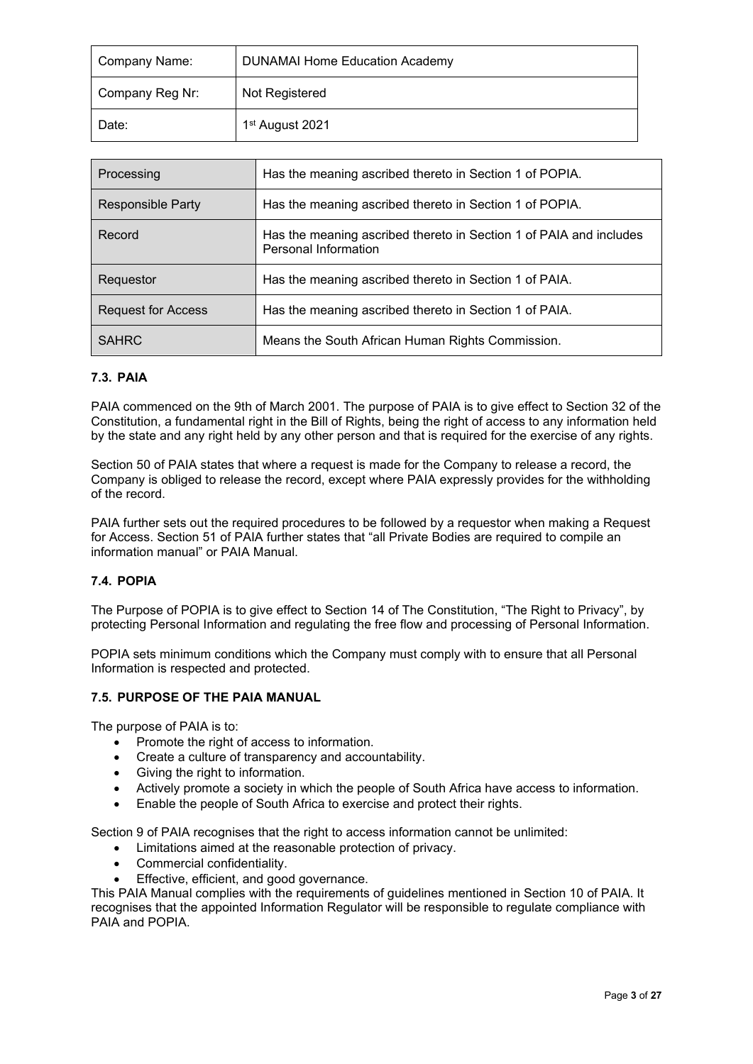| | |
|---|---|
| Company Name: | DUNAMAI Home Education Academy |
| Company Reg Nr: | Not Registered |
| Date: | 1st August 2021 |

| | |
|---|---|
| Processing | Has the meaning ascribed thereto in Section 1 of POPIA. |
| Responsible Party | Has the meaning ascribed thereto in Section 1 of POPIA. |
| Record | Has the meaning ascribed thereto in Section 1 of PAIA and includes Personal Information |
| Requestor | Has the meaning ascribed thereto in Section 1 of PAIA. |
| Request for Access | Has the meaning ascribed thereto in Section 1 of PAIA. |
| SAHRC | Means the South African Human Rights Commission. |

### 7.3. PAIA

PAIA commenced on the 9th of March 2001. The purpose of PAIA is to give effect to Section 32 of the Constitution, a fundamental right in the Bill of Rights, being the right of access to any information held by the state and any right held by any other person and that is required for the exercise of any rights.

Section 50 of PAIA states that where a request is made for the Company to release a record, the Company is obliged to release the record, except where PAIA expressly provides for the withholding of the record.

PAIA further sets out the required procedures to be followed by a requestor when making a Request for Access. Section 51 of PAIA further states that "all Private Bodies are required to compile an information manual" or PAIA Manual.

### 7.4. POPIA

The Purpose of POPIA is to give effect to Section 14 of The Constitution, "The Right to Privacy", by protecting Personal Information and regulating the free flow and processing of Personal Information.

POPIA sets minimum conditions which the Company must comply with to ensure that all Personal Information is respected and protected.

### 7.5. PURPOSE OF THE PAIA MANUAL

The purpose of PAIA is to:

- Promote the right of access to information.
- Create a culture of transparency and accountability.
- Giving the right to information.
- Actively promote a society in which the people of South Africa have access to information.
- Enable the people of South Africa to exercise and protect their rights.

Section 9 of PAIA recognises that the right to access information cannot be unlimited:

- Limitations aimed at the reasonable protection of privacy.
- Commercial confidentiality.
- Effective, efficient, and good governance.

This PAIA Manual complies with the requirements of guidelines mentioned in Section 10 of PAIA. It recognises that the appointed Information Regulator will be responsible to regulate compliance with PAIA and POPIA.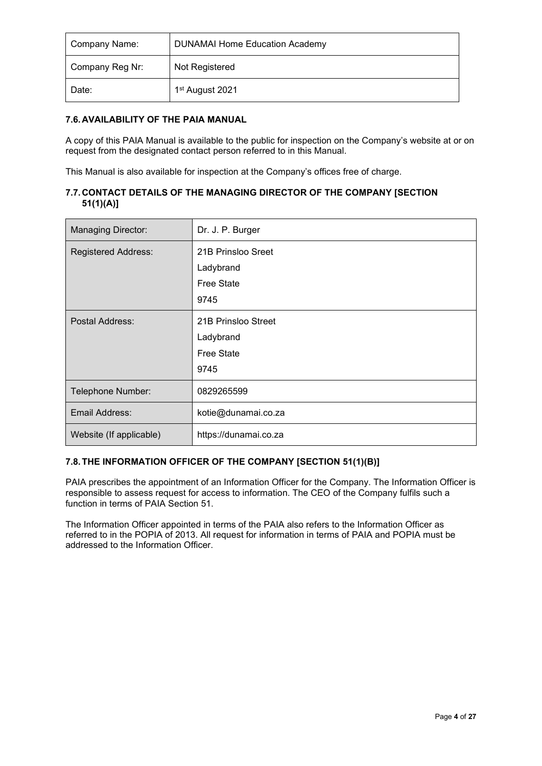| | |
|---|---|
| Company Name: | DUNAMAI Home Education Academy |
| Company Reg Nr: | Not Registered |
| Date: | 1st August 2021 |

### 7.6. AVAILABILITY OF THE PAIA MANUAL

A copy of this PAIA Manual is available to the public for inspection on the Company's website at or on request from the designated contact person referred to in this Manual.

This Manual is also available for inspection at the Company's offices free of charge.

### 7.7. CONTACT DETAILS OF THE MANAGING DIRECTOR OF THE COMPANY [SECTION 51(1)(A)]

| | |
|---|---|
| Managing Director: | Dr. J. P. Burger |
| Registered Address: | 21B Prinsloo Sreet<br>Ladybrand<br>Free State<br>9745 |
| Postal Address: | 21B Prinsloo Street<br>Ladybrand<br>Free State<br>9745 |
| Telephone Number: | 0829265599 |
| Email Address: | kotie@dunamai.co.za |
| Website (If applicable) | https://dunamai.co.za |

### 7.8. THE INFORMATION OFFICER OF THE COMPANY [SECTION 51(1)(B)]

PAIA prescribes the appointment of an Information Officer for the Company. The Information Officer is responsible to assess request for access to information. The CEO of the Company fulfils such a function in terms of PAIA Section 51.

The Information Officer appointed in terms of the PAIA also refers to the Information Officer as referred to in the POPIA of 2013. All request for information in terms of PAIA and POPIA must be addressed to the Information Officer.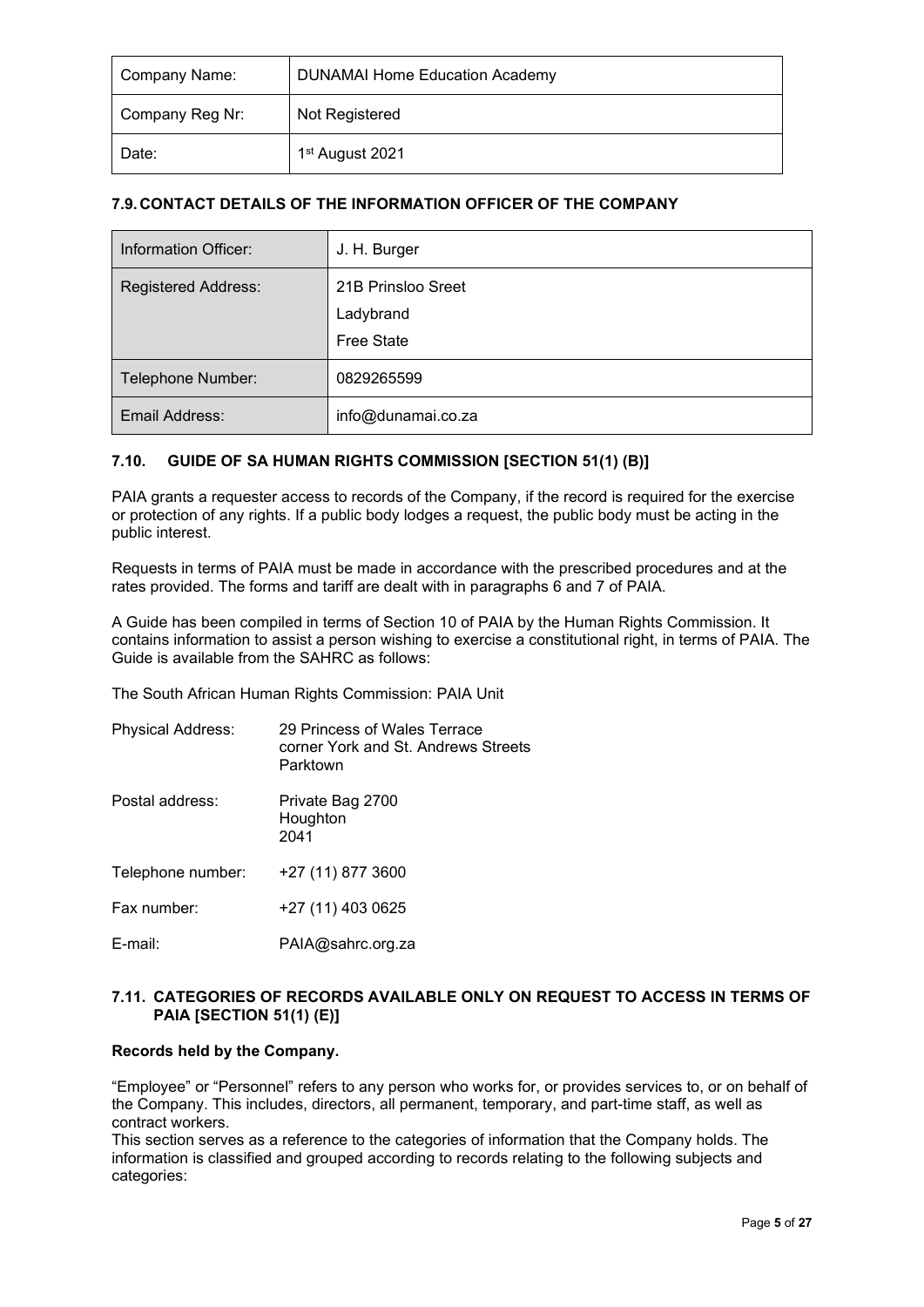| | |
|---|---|
| Company Name: | DUNAMAI Home Education Academy |
| Company Reg Nr: | Not Registered |
| Date: | 1st August 2021 |

### 7.9. CONTACT DETAILS OF THE INFORMATION OFFICER OF THE COMPANY

| | |
|---|---|
| Information Officer: | J. H. Burger |
| Registered Address: | 21B Prinsloo Sreet<br>Ladybrand<br>Free State |
| Telephone Number: | 0829265599 |
| Email Address: | info@dunamai.co.za |

### 7.10. GUIDE OF SA HUMAN RIGHTS COMMISSION [SECTION 51(1) (B)]

PAIA grants a requester access to records of the Company, if the record is required for the exercise or protection of any rights. If a public body lodges a request, the public body must be acting in the public interest.

Requests in terms of PAIA must be made in accordance with the prescribed procedures and at the rates provided. The forms and tariff are dealt with in paragraphs 6 and 7 of PAIA.

A Guide has been compiled in terms of Section 10 of PAIA by the Human Rights Commission. It contains information to assist a person wishing to exercise a constitutional right, in terms of PAIA. The Guide is available from the SAHRC as follows:

The South African Human Rights Commission: PAIA Unit

| | |
|---|---|
| Physical Address: | 29 Princess of Wales Terrace<br>corner York and St. Andrews Streets<br>Parktown |
| Postal address: | Private Bag 2700<br>Houghton<br>2041 |
| Telephone number: | +27 (11) 877 3600 |
| Fax number: | +27 (11) 403 0625 |
| E-mail: | PAIA@sahrc.org.za |

### 7.11. CATEGORIES OF RECORDS AVAILABLE ONLY ON REQUEST TO ACCESS IN TERMS OF PAIA [SECTION 51(1) (E)]

**Records held by the Company.**

"Employee" or "Personnel" refers to any person who works for, or provides services to, or on behalf of the Company. This includes, directors, all permanent, temporary, and part-time staff, as well as contract workers.
This section serves as a reference to the categories of information that the Company holds. The information is classified and grouped according to records relating to the following subjects and categories: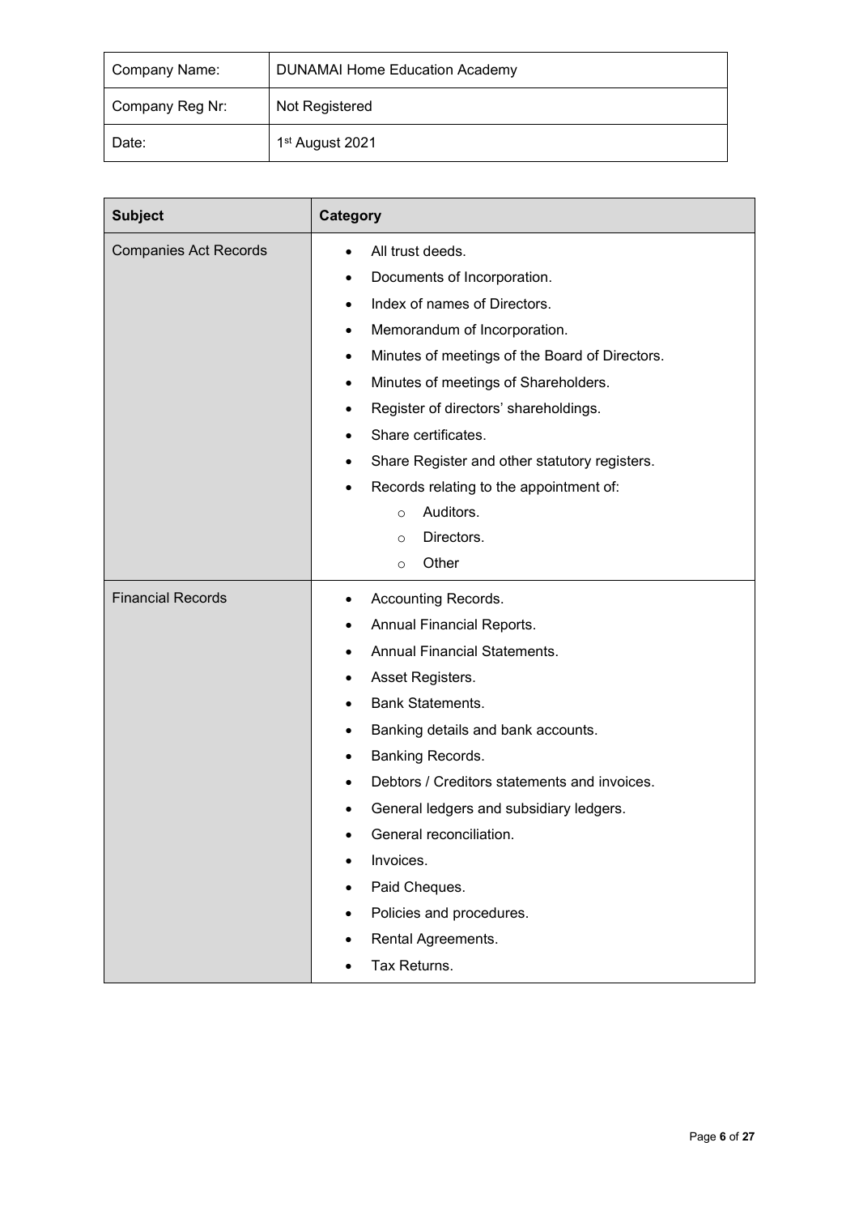| | |
|---|---|
| Company Name: | DUNAMAI Home Education Academy |
| Company Reg Nr: | Not Registered |
| Date: | 1st August 2021 |

| Subject | Category |
|---|---|
| Companies Act Records | • All trust deeds.<br>• Documents of Incorporation.<br>• Index of names of Directors.<br>• Memorandum of Incorporation.<br>• Minutes of meetings of the Board of Directors.<br>• Minutes of meetings of Shareholders.<br>• Register of directors' shareholdings.<br>• Share certificates.<br>• Share Register and other statutory registers.<br>• Records relating to the appointment of:<br>&nbsp;&nbsp;&nbsp;&nbsp;○ Auditors.<br>&nbsp;&nbsp;&nbsp;&nbsp;○ Directors.<br>&nbsp;&nbsp;&nbsp;&nbsp;○ Other |
| Financial Records | • Accounting Records.<br>• Annual Financial Reports.<br>• Annual Financial Statements.<br>• Asset Registers.<br>• Bank Statements.<br>• Banking details and bank accounts.<br>• Banking Records.<br>• Debtors / Creditors statements and invoices.<br>• General ledgers and subsidiary ledgers.<br>• General reconciliation.<br>• Invoices.<br>• Paid Cheques.<br>• Policies and procedures.<br>• Rental Agreements.<br>• Tax Returns. |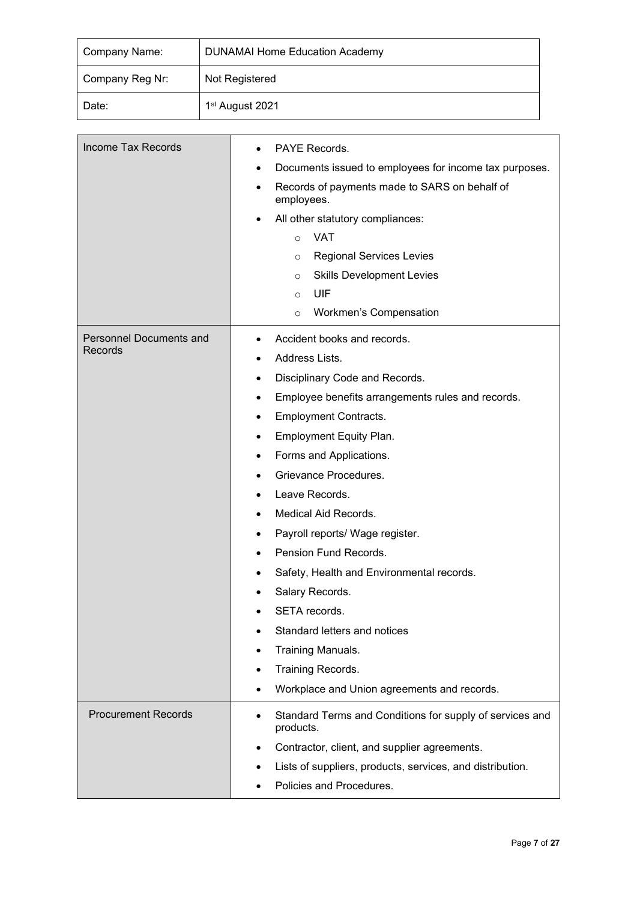| | |
|---|---|
| Company Name: | DUNAMAI Home Education Academy |
| Company Reg Nr: | Not Registered |
| Date: | 1st August 2021 |

| | |
|---|---|
| Income Tax Records | • PAYE Records.<br>• Documents issued to employees for income tax purposes.<br>• Records of payments made to SARS on behalf of employees.<br>• All other statutory compliances:<br>  ○ VAT<br>  ○ Regional Services Levies<br>  ○ Skills Development Levies<br>  ○ UIF<br>  ○ Workmen's Compensation |
| Personnel Documents and Records | • Accident books and records.<br>• Address Lists.<br>• Disciplinary Code and Records.<br>• Employee benefits arrangements rules and records.<br>• Employment Contracts.<br>• Employment Equity Plan.<br>• Forms and Applications.<br>• Grievance Procedures.<br>• Leave Records.<br>• Medical Aid Records.<br>• Payroll reports/ Wage register.<br>• Pension Fund Records.<br>• Safety, Health and Environmental records.<br>• Salary Records.<br>• SETA records.<br>• Standard letters and notices<br>• Training Manuals.<br>• Training Records.<br>• Workplace and Union agreements and records. |
| Procurement Records | • Standard Terms and Conditions for supply of services and products.<br>• Contractor, client, and supplier agreements.<br>• Lists of suppliers, products, services, and distribution.<br>• Policies and Procedures. |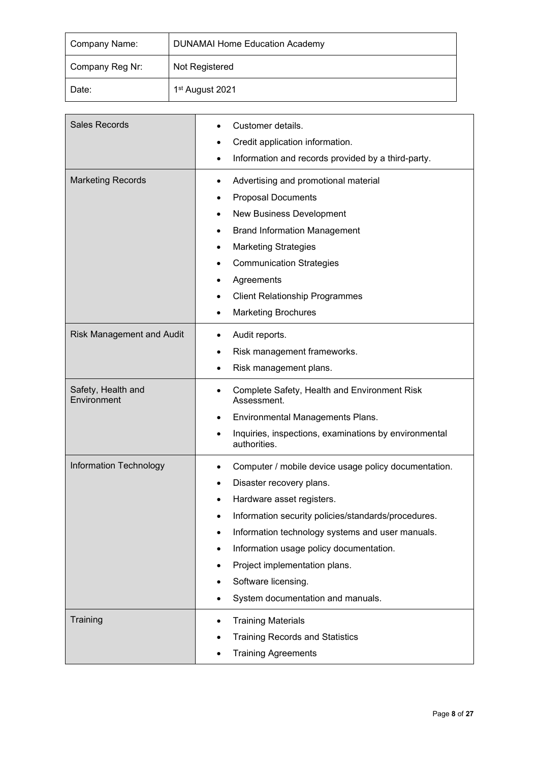| | |
|---|---|
| Company Name: | DUNAMAI Home Education Academy |
| Company Reg Nr: | Not Registered |
| Date: | 1st August 2021 |

| | |
|---|---|
| Sales Records | • Customer details.<br>• Credit application information.<br>• Information and records provided by a third-party. |
| Marketing Records | • Advertising and promotional material<br>• Proposal Documents<br>• New Business Development<br>• Brand Information Management<br>• Marketing Strategies<br>• Communication Strategies<br>• Agreements<br>• Client Relationship Programmes<br>• Marketing Brochures |
| Risk Management and Audit | • Audit reports.<br>• Risk management frameworks.<br>• Risk management plans. |
| Safety, Health and Environment | • Complete Safety, Health and Environment Risk Assessment.<br>• Environmental Managements Plans.<br>• Inquiries, inspections, examinations by environmental authorities. |
| Information Technology | • Computer / mobile device usage policy documentation.<br>• Disaster recovery plans.<br>• Hardware asset registers.<br>• Information security policies/standards/procedures.<br>• Information technology systems and user manuals.<br>• Information usage policy documentation.<br>• Project implementation plans.<br>• Software licensing.<br>• System documentation and manuals. |
| Training | • Training Materials<br>• Training Records and Statistics<br>• Training Agreements |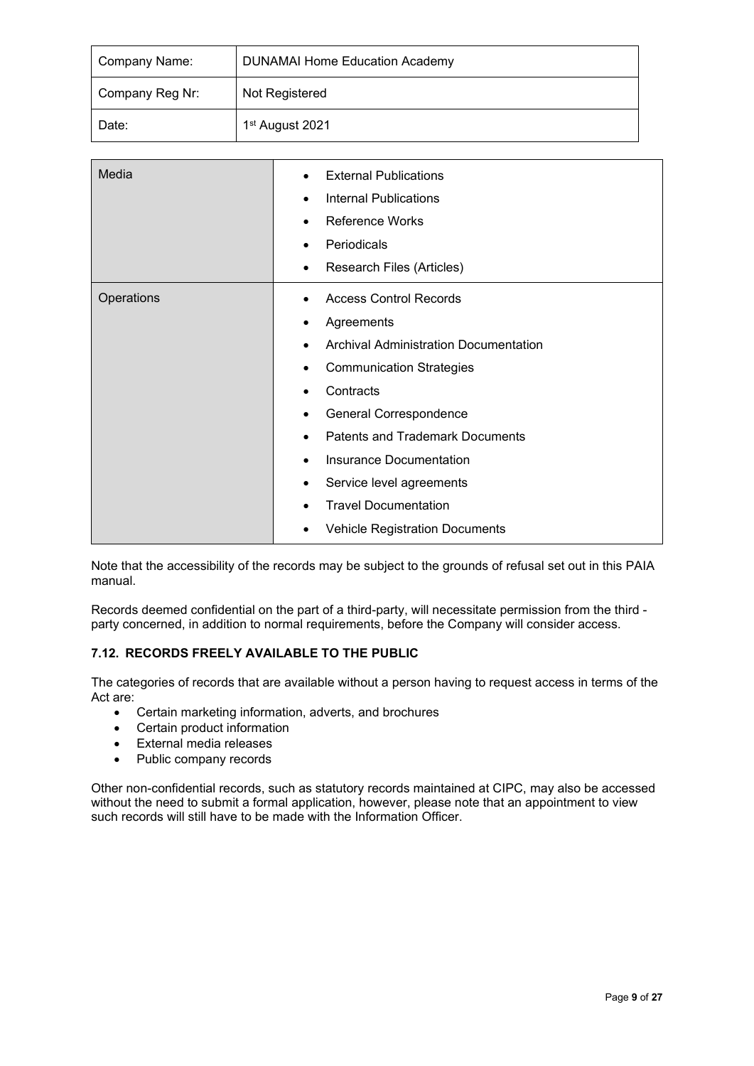| | |
|---|---|
| Media | • External Publications<br>• Internal Publications<br>• Reference Works<br>• Periodicals<br>• Research Files (Articles) |
| Operations | • Access Control Records<br>• Agreements<br>• Archival Administration Documentation<br>• Communication Strategies<br>• Contracts<br>• General Correspondence<br>• Patents and Trademark Documents<br>• Insurance Documentation<br>• Service level agreements<br>• Travel Documentation<br>• Vehicle Registration Documents |

Note that the accessibility of the records may be subject to the grounds of refusal set out in this PAIA manual.

Records deemed confidential on the part of a third-party, will necessitate permission from the third - party concerned, in addition to normal requirements, before the Company will consider access.

### 7.12. RECORDS FREELY AVAILABLE TO THE PUBLIC

The categories of records that are available without a person having to request access in terms of the Act are:

- Certain marketing information, adverts, and brochures
- Certain product information
- External media releases
- Public company records

Other non-confidential records, such as statutory records maintained at CIPC, may also be accessed without the need to submit a formal application, however, please note that an appointment to view such records will still have to be made with the Information Officer.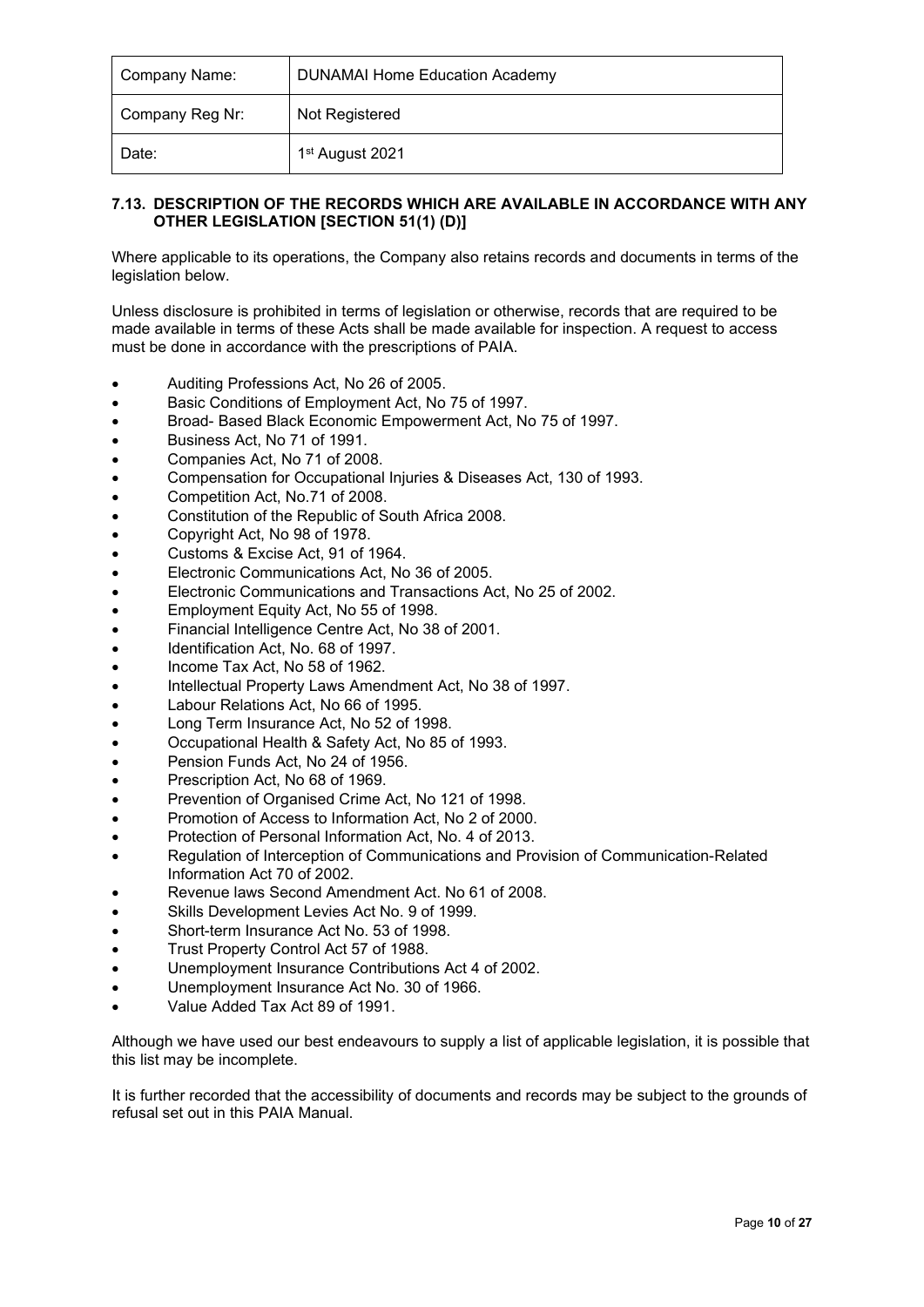| | |
|---|---|
| Company Name: | DUNAMAI Home Education Academy |
| Company Reg Nr: | Not Registered |
| Date: | 1st August 2021 |

### 7.13. DESCRIPTION OF THE RECORDS WHICH ARE AVAILABLE IN ACCORDANCE WITH ANY OTHER LEGISLATION [SECTION 51(1) (D)]

Where applicable to its operations, the Company also retains records and documents in terms of the legislation below.

Unless disclosure is prohibited in terms of legislation or otherwise, records that are required to be made available in terms of these Acts shall be made available for inspection. A request to access must be done in accordance with the prescriptions of PAIA.

- Auditing Professions Act, No 26 of 2005.
- Basic Conditions of Employment Act, No 75 of 1997.
- Broad- Based Black Economic Empowerment Act, No 75 of 1997.
- Business Act, No 71 of 1991.
- Companies Act, No 71 of 2008.
- Compensation for Occupational Injuries & Diseases Act, 130 of 1993.
- Competition Act, No.71 of 2008.
- Constitution of the Republic of South Africa 2008.
- Copyright Act, No 98 of 1978.
- Customs & Excise Act, 91 of 1964.
- Electronic Communications Act, No 36 of 2005.
- Electronic Communications and Transactions Act, No 25 of 2002.
- Employment Equity Act, No 55 of 1998.
- Financial Intelligence Centre Act, No 38 of 2001.
- Identification Act, No. 68 of 1997.
- Income Tax Act, No 58 of 1962.
- Intellectual Property Laws Amendment Act, No 38 of 1997.
- Labour Relations Act, No 66 of 1995.
- Long Term Insurance Act, No 52 of 1998.
- Occupational Health & Safety Act, No 85 of 1993.
- Pension Funds Act, No 24 of 1956.
- Prescription Act, No 68 of 1969.
- Prevention of Organised Crime Act, No 121 of 1998.
- Promotion of Access to Information Act, No 2 of 2000.
- Protection of Personal Information Act, No. 4 of 2013.
- Regulation of Interception of Communications and Provision of Communication-Related Information Act 70 of 2002.
- Revenue laws Second Amendment Act. No 61 of 2008.
- Skills Development Levies Act No. 9 of 1999.
- Short-term Insurance Act No. 53 of 1998.
- Trust Property Control Act 57 of 1988.
- Unemployment Insurance Contributions Act 4 of 2002.
- Unemployment Insurance Act No. 30 of 1966.
- Value Added Tax Act 89 of 1991.

Although we have used our best endeavours to supply a list of applicable legislation, it is possible that this list may be incomplete.

It is further recorded that the accessibility of documents and records may be subject to the grounds of refusal set out in this PAIA Manual.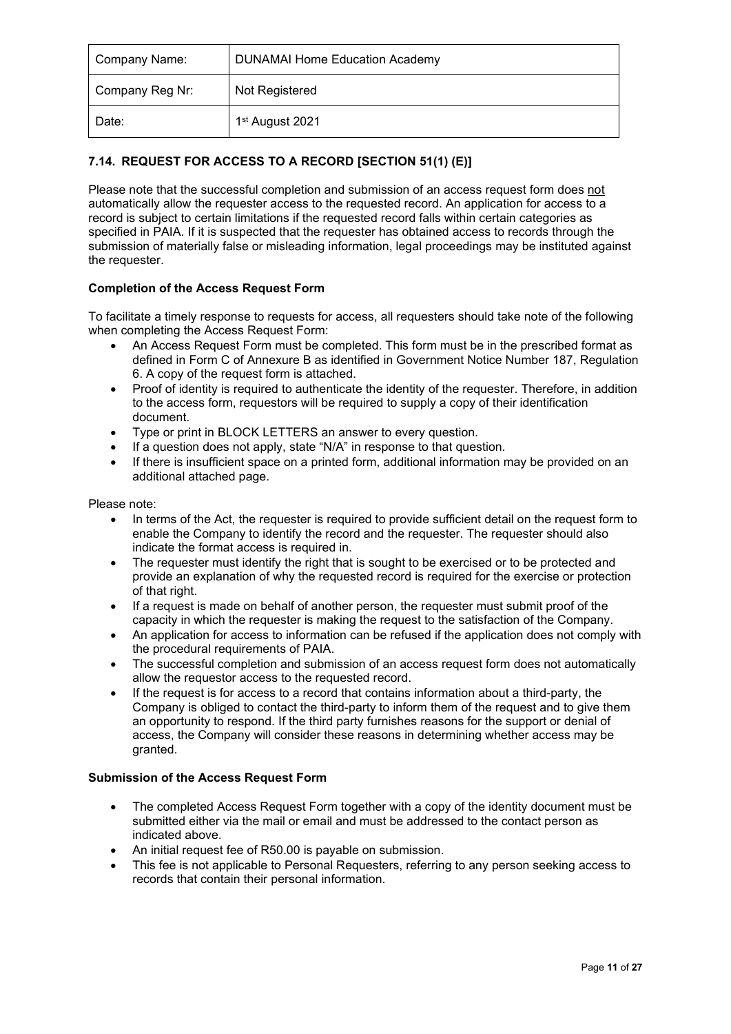| | |
|---|---|
| Company Name: | DUNAMAI Home Education Academy |
| Company Reg Nr: | Not Registered |
| Date: | 1st August 2021 |

### 7.14. REQUEST FOR ACCESS TO A RECORD [SECTION 51(1) (E)]

Please note that the successful completion and submission of an access request form does not automatically allow the requester access to the requested record. An application for access to a record is subject to certain limitations if the requested record falls within certain categories as specified in PAIA. If it is suspected that the requester has obtained access to records through the submission of materially false or misleading information, legal proceedings may be instituted against the requester.

**Completion of the Access Request Form**

To facilitate a timely response to requests for access, all requesters should take note of the following when completing the Access Request Form:

- An Access Request Form must be completed. This form must be in the prescribed format as defined in Form C of Annexure B as identified in Government Notice Number 187, Regulation 6. A copy of the request form is attached.
- Proof of identity is required to authenticate the identity of the requester. Therefore, in addition to the access form, requestors will be required to supply a copy of their identification document.
- Type or print in BLOCK LETTERS an answer to every question.
- If a question does not apply, state "N/A" in response to that question.
- If there is insufficient space on a printed form, additional information may be provided on an additional attached page.

Please note:

- In terms of the Act, the requester is required to provide sufficient detail on the request form to enable the Company to identify the record and the requester. The requester should also indicate the format access is required in.
- The requester must identify the right that is sought to be exercised or to be protected and provide an explanation of why the requested record is required for the exercise or protection of that right.
- If a request is made on behalf of another person, the requester must submit proof of the capacity in which the requester is making the request to the satisfaction of the Company.
- An application for access to information can be refused if the application does not comply with the procedural requirements of PAIA.
- The successful completion and submission of an access request form does not automatically allow the requestor access to the requested record.
- If the request is for access to a record that contains information about a third-party, the Company is obliged to contact the third-party to inform them of the request and to give them an opportunity to respond. If the third party furnishes reasons for the support or denial of access, the Company will consider these reasons in determining whether access may be granted.

**Submission of the Access Request Form**

- The completed Access Request Form together with a copy of the identity document must be submitted either via the mail or email and must be addressed to the contact person as indicated above.
- An initial request fee of R50.00 is payable on submission.
- This fee is not applicable to Personal Requesters, referring to any person seeking access to records that contain their personal information.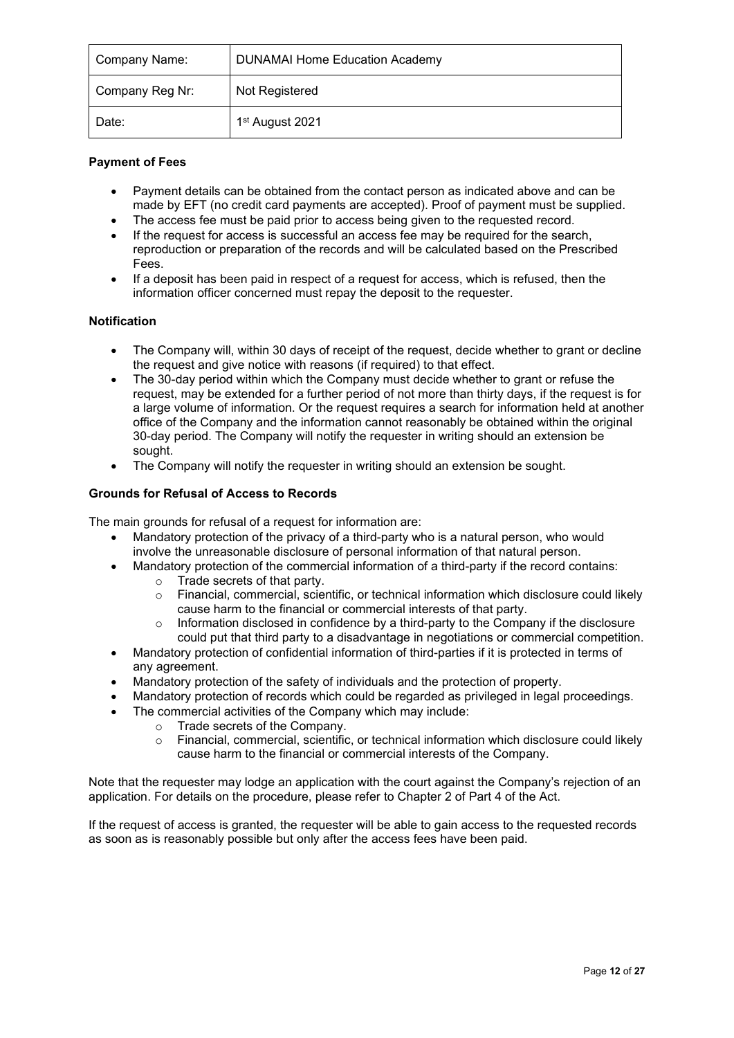| | |
|---|---|
| Company Name: | DUNAMAI Home Education Academy |
| Company Reg Nr: | Not Registered |
| Date: | 1st August 2021 |

**Payment of Fees**

- Payment details can be obtained from the contact person as indicated above and can be made by EFT (no credit card payments are accepted). Proof of payment must be supplied.
- The access fee must be paid prior to access being given to the requested record.
- If the request for access is successful an access fee may be required for the search, reproduction or preparation of the records and will be calculated based on the Prescribed Fees.
- If a deposit has been paid in respect of a request for access, which is refused, then the information officer concerned must repay the deposit to the requester.

**Notification**

- The Company will, within 30 days of receipt of the request, decide whether to grant or decline the request and give notice with reasons (if required) to that effect.
- The 30-day period within which the Company must decide whether to grant or refuse the request, may be extended for a further period of not more than thirty days, if the request is for a large volume of information. Or the request requires a search for information held at another office of the Company and the information cannot reasonably be obtained within the original 30-day period. The Company will notify the requester in writing should an extension be sought.
- The Company will notify the requester in writing should an extension be sought.

**Grounds for Refusal of Access to Records**

The main grounds for refusal of a request for information are:

- Mandatory protection of the privacy of a third-party who is a natural person, who would involve the unreasonable disclosure of personal information of that natural person.
- Mandatory protection of the commercial information of a third-party if the record contains:
  - Trade secrets of that party.
  - Financial, commercial, scientific, or technical information which disclosure could likely cause harm to the financial or commercial interests of that party.
  - Information disclosed in confidence by a third-party to the Company if the disclosure could put that third party to a disadvantage in negotiations or commercial competition.
- Mandatory protection of confidential information of third-parties if it is protected in terms of any agreement.
- Mandatory protection of the safety of individuals and the protection of property.
- Mandatory protection of records which could be regarded as privileged in legal proceedings.
- The commercial activities of the Company which may include:
  - Trade secrets of the Company.
  - Financial, commercial, scientific, or technical information which disclosure could likely cause harm to the financial or commercial interests of the Company.

Note that the requester may lodge an application with the court against the Company's rejection of an application. For details on the procedure, please refer to Chapter 2 of Part 4 of the Act.

If the request of access is granted, the requester will be able to gain access to the requested records as soon as is reasonably possible but only after the access fees have been paid.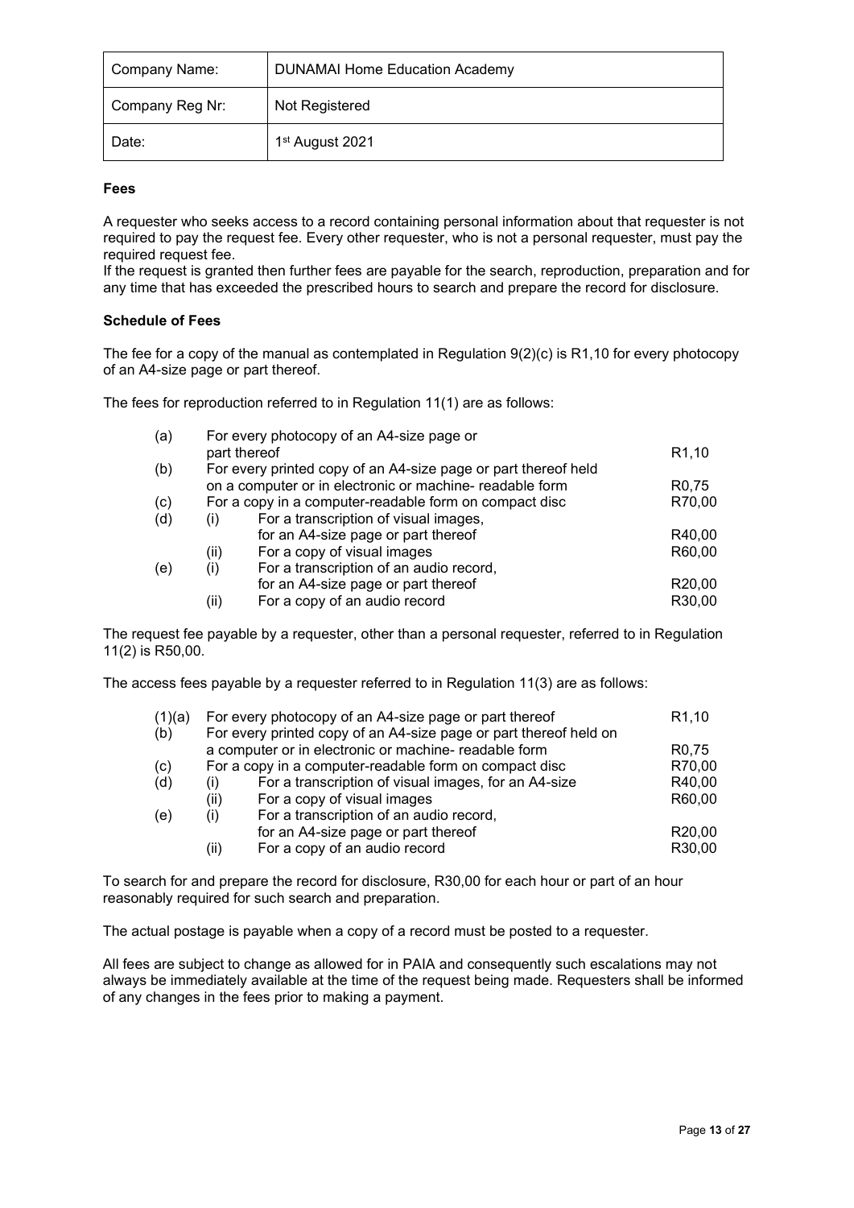| | |
|---|---|
| Company Name: | DUNAMAI Home Education Academy |
| Company Reg Nr: | Not Registered |
| Date: | 1st August 2021 |

**Fees**

A requester who seeks access to a record containing personal information about that requester is not required to pay the request fee. Every other requester, who is not a personal requester, must pay the required request fee.

If the request is granted then further fees are payable for the search, reproduction, preparation and for any time that has exceeded the prescribed hours to search and prepare the record for disclosure.

**Schedule of Fees**

The fee for a copy of the manual as contemplated in Regulation 9(2)(c) is R1,10 for every photocopy of an A4-size page or part thereof.

The fees for reproduction referred to in Regulation 11(1) are as follows:

| | | | |
|---|---|---|---|
| (a) | | For every photocopy of an A4-size page or part thereof | R1,10 |
| (b) | | For every printed copy of an A4-size page or part thereof held on a computer or in electronic or machine- readable form | R0,75 |
| (c) | | For a copy in a computer-readable form on compact disc | R70,00 |
| (d) | (i) | For a transcription of visual images, for an A4-size page or part thereof | R40,00 |
| | (ii) | For a copy of visual images | R60,00 |
| (e) | (i) | For a transcription of an audio record, for an A4-size page or part thereof | R20,00 |
| | (ii) | For a copy of an audio record | R30,00 |

The request fee payable by a requester, other than a personal requester, referred to in Regulation 11(2) is R50,00.

The access fees payable by a requester referred to in Regulation 11(3) are as follows:

| | | | |
|---|---|---|---|
| (1)(a) | | For every photocopy of an A4-size page or part thereof | R1,10 |
| (b) | | For every printed copy of an A4-size page or part thereof held on a computer or in electronic or machine- readable form | R0,75 |
| (c) | | For a copy in a computer-readable form on compact disc | R70,00 |
| (d) | (i) | For a transcription of visual images, for an A4-size | R40,00 |
| | (ii) | For a copy of visual images | R60,00 |
| (e) | (i) | For a transcription of an audio record, for an A4-size page or part thereof | R20,00 |
| | (ii) | For a copy of an audio record | R30,00 |

To search for and prepare the record for disclosure, R30,00 for each hour or part of an hour reasonably required for such search and preparation.

The actual postage is payable when a copy of a record must be posted to a requester.

All fees are subject to change as allowed for in PAIA and consequently such escalations may not always be immediately available at the time of the request being made. Requesters shall be informed of any changes in the fees prior to making a payment.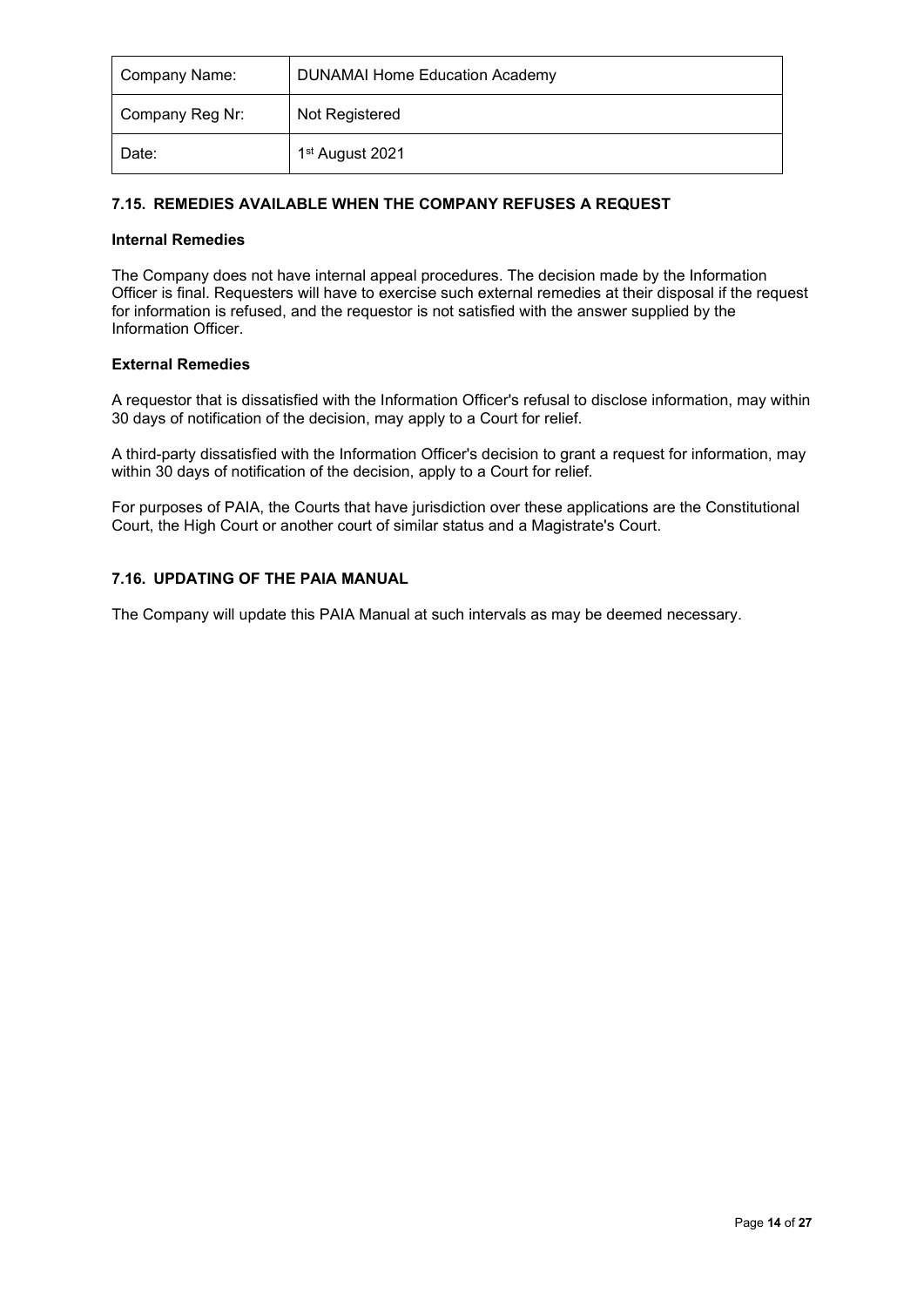| | |
|---|---|
| Company Name: | DUNAMAI Home Education Academy |
| Company Reg Nr: | Not Registered |
| Date: | 1st August 2021 |

### 7.15. REMEDIES AVAILABLE WHEN THE COMPANY REFUSES A REQUEST

**Internal Remedies**

The Company does not have internal appeal procedures. The decision made by the Information Officer is final. Requesters will have to exercise such external remedies at their disposal if the request for information is refused, and the requestor is not satisfied with the answer supplied by the Information Officer.

**External Remedies**

A requestor that is dissatisfied with the Information Officer's refusal to disclose information, may within 30 days of notification of the decision, may apply to a Court for relief.

A third-party dissatisfied with the Information Officer's decision to grant a request for information, may within 30 days of notification of the decision, apply to a Court for relief.

For purposes of PAIA, the Courts that have jurisdiction over these applications are the Constitutional Court, the High Court or another court of similar status and a Magistrate's Court.

### 7.16. UPDATING OF THE PAIA MANUAL

The Company will update this PAIA Manual at such intervals as may be deemed necessary.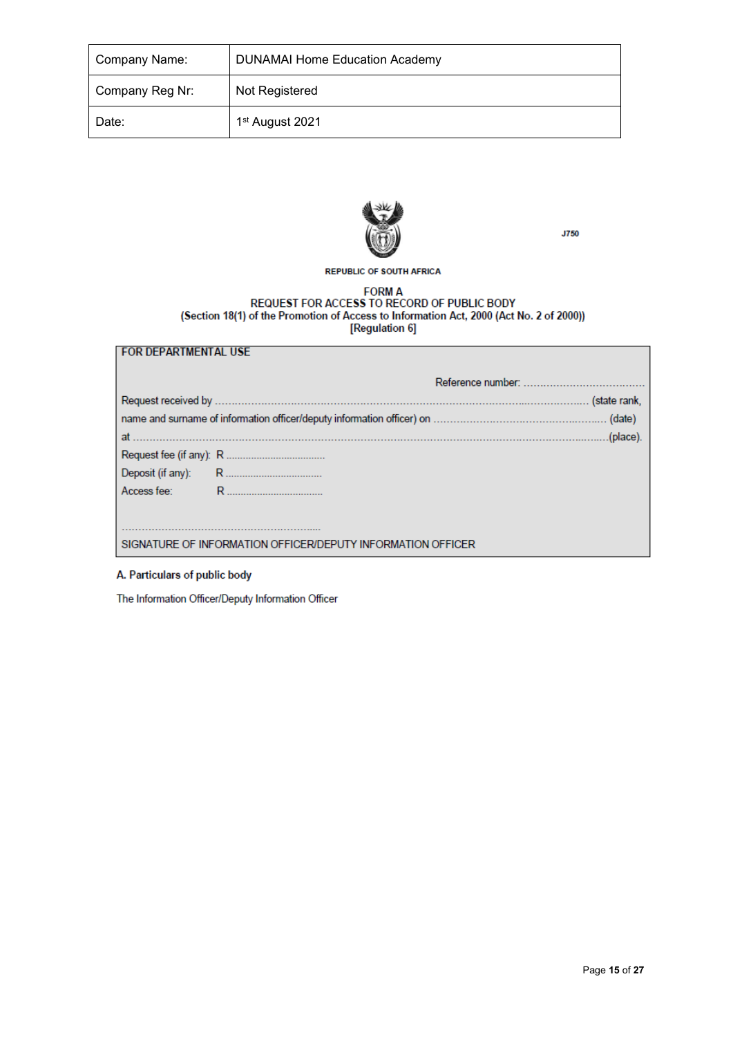| Company Name: | DUNAMAI Home Education Academy |
|---|---|
| Company Reg Nr: | Not Registered |
| Date: | 1st August 2021 |

J750

REPUBLIC OF SOUTH AFRICA

**FORM A**
**REQUEST FOR ACCESS TO RECORD OF PUBLIC BODY**
**(Section 18(1) of the Promotion of Access to Information Act, 2000 (Act No. 2 of 2000))**
**[Regulation 6]**

| FOR DEPARTMENTAL USE |
|---|
| Reference number: ...................................... |
| Request received by ............................................................................................................. (state rank, name and surname of information officer/deputy information officer) on ................................................... (date) at .............................................................................................................................................(place). |
| Request fee (if any): R ................................... |
| Deposit (if any): R ................................... |
| Access fee: R ................................... |
| .............................................................. SIGNATURE OF INFORMATION OFFICER/DEPUTY INFORMATION OFFICER |

**A. Particulars of public body**

The Information Officer/Deputy Information Officer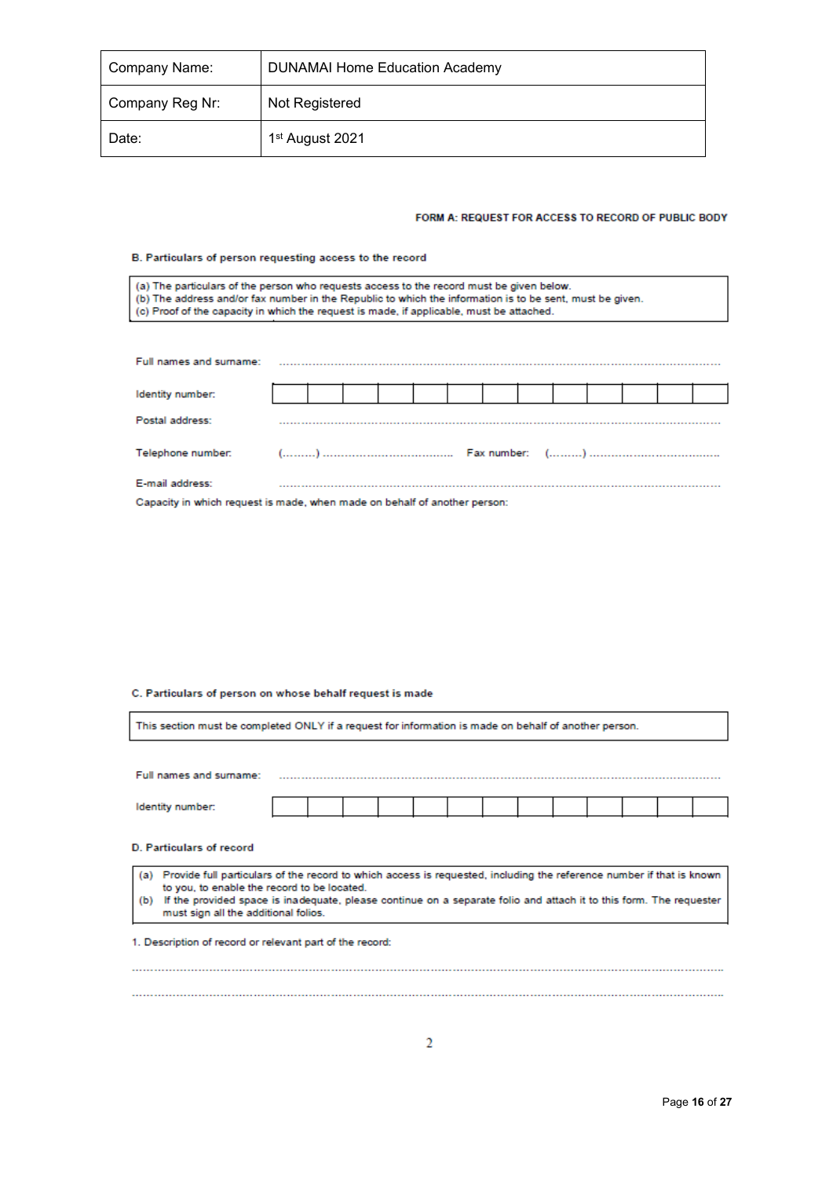| | |
|---|---|
| Company Name: | DUNAMAI Home Education Academy |
| Company Reg Nr: | Not Registered |
| Date: | 1st August 2021 |

**FORM A: REQUEST FOR ACCESS TO RECORD OF PUBLIC BODY**

**B. Particulars of person requesting access to the record**

(a) The particulars of the person who requests access to the record must be given below.
(b) The address and/or fax number in the Republic to which the information is to be sent, must be given.
(c) Proof of the capacity in which the request is made, if applicable, must be attached.

Full names and surname: ..........................................................................................................

Identity number: | | | | | | | | | | | | | |

Postal address: ..........................................................................................................

Telephone number: (.........) .................................... Fax number: (.........) ....................................

E-mail address: ..........................................................................................................

Capacity in which request is made, when made on behalf of another person:

**C. Particulars of person on whose behalf request is made**

This section must be completed ONLY if a request for information is made on behalf of another person.

Full names and surname: ..........................................................................................................

Identity number: | | | | | | | | | | | | | |

**D. Particulars of record**

(a) Provide full particulars of the record to which access is requested, including the reference number if that is known to you, to enable the record to be located.
(b) If the provided space is inadequate, please continue on a separate folio and attach it to this form. The requester must sign all the additional folios.

1. Description of record or relevant part of the record:

..........................................................................................................................................................

..........................................................................................................................................................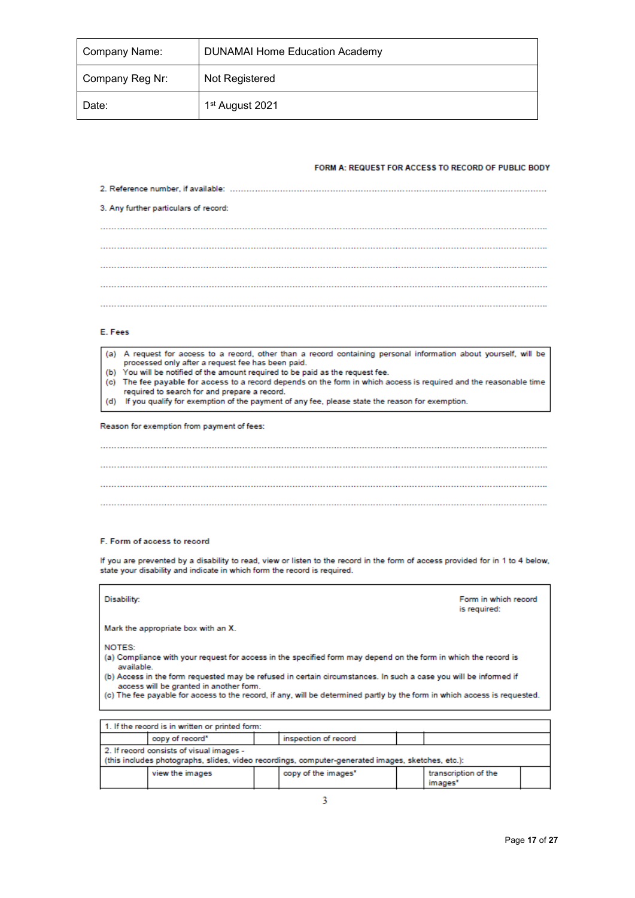| | |
|---|---|
| Company Name: | DUNAMAI Home Education Academy |
| Company Reg Nr: | Not Registered |
| Date: | 1st August 2021 |

**FORM A: REQUEST FOR ACCESS TO RECORD OF PUBLIC BODY**

2. Reference number, if available: ..............................................................................................................

3. Any further particulars of record:

..............................................................................................................................................................

..............................................................................................................................................................

..............................................................................................................................................................

..............................................................................................................................................................

..............................................................................................................................................................

**E. Fees**

(a) A request for access to a record, other than a record containing personal information about yourself, will be processed only after a request fee has been paid.
(b) You will be notified of the amount required to be paid as the request fee.
(c) The fee payable for access to a record depends on the form in which access is required and the reasonable time required to search for and prepare a record.
(d) If you qualify for exemption of the payment of any fee, please state the reason for exemption.

Reason for exemption from payment of fees:

..............................................................................................................................................................

..............................................................................................................................................................

..............................................................................................................................................................

..............................................................................................................................................................

**F. Form of access to record**

If you are prevented by a disability to read, view or listen to the record in the form of access provided for in 1 to 4 below, state your disability and indicate in which form the record is required.

Disability: | Form in which record is required:

Mark the appropriate box with an **X**.

NOTES:
(a) Compliance with your request for access in the specified form may depend on the form in which the record is available.
(b) Access in the form requested may be refused in certain circumstances. In such a case you will be informed if access will be granted in another form.
(c) The fee payable for access to the record, if any, will be determined partly by the form in which access is requested.

| | | | | | | |
|---|---|---|---|---|---|---|
| 1. If the record is in written or printed form: | | | | | | |
| | copy of record* | | inspection of record | | | |
| 2. If record consists of visual images - (this includes photographs, slides, video recordings, computer-generated images, sketches, etc.): | | | | | | |
| | view the images | | copy of the images* | | transcription of the images* | |

3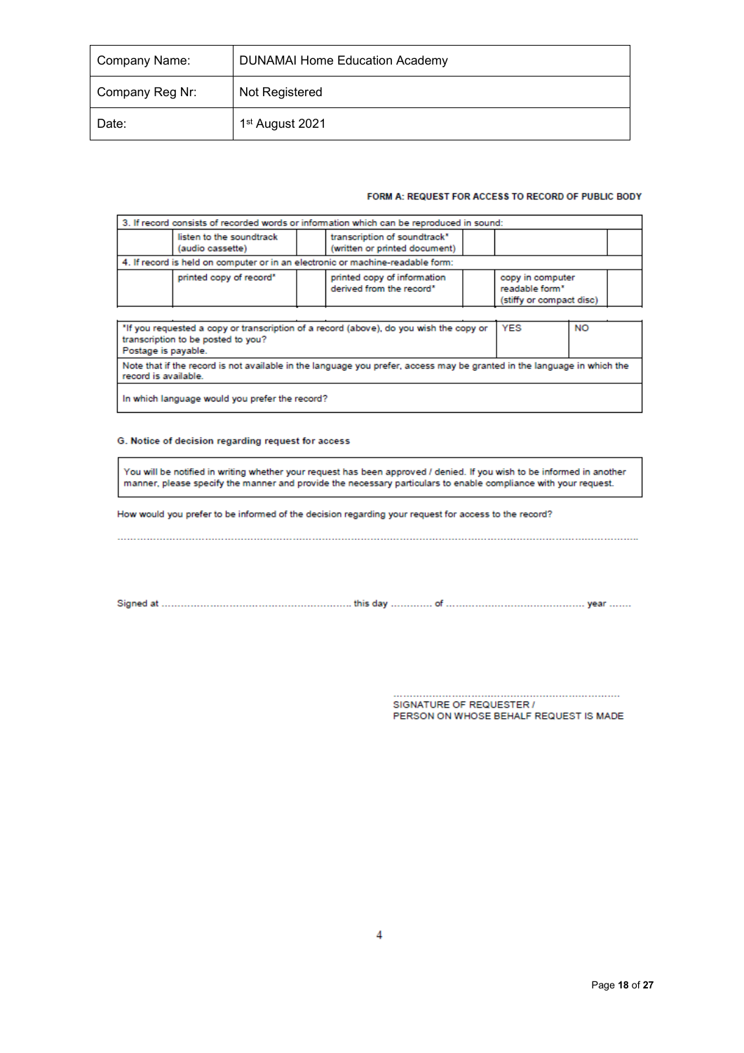| | |
|---|---|
| Company Name: | DUNAMAI Home Education Academy |
| Company Reg Nr: | Not Registered |
| Date: | 1st August 2021 |

**FORM A: REQUEST FOR ACCESS TO RECORD OF PUBLIC BODY**

| | | | | | | |
|---|---|---|---|---|---|---|
| 3. If record consists of recorded words or information which can be reproduced in sound: | | | | | | |
| | listen to the soundtrack (audio cassette) | | transcription of soundtrack* (written or printed document) | | | |
| 4. If record is held on computer or in an electronic or machine-readable form: | | | | | | |
| | printed copy of record* | | printed copy of information derived from the record* | | copy in computer readable form* (stiffy or compact disc) | |

| | | |
|---|---|---|
| *If you requested a copy or transcription of a record (above), do you wish the copy or transcription to be posted to you? Postage is payable. | YES | NO |
| Note that if the record is not available in the language you prefer, access may be granted in the language in which the record is available. | | |
| In which language would you prefer the record? | | |

**G. Notice of decision regarding request for access**

You will be notified in writing whether your request has been approved / denied. If you wish to be informed in another manner, please specify the manner and provide the necessary particulars to enable compliance with your request.

How would you prefer to be informed of the decision regarding your request for access to the record?

.................................................................................................................................................................

Signed at ........................................................... this day ............. of ............................................ year .......

.......................................................................

SIGNATURE OF REQUESTER /
PERSON ON WHOSE BEHALF REQUEST IS MADE

4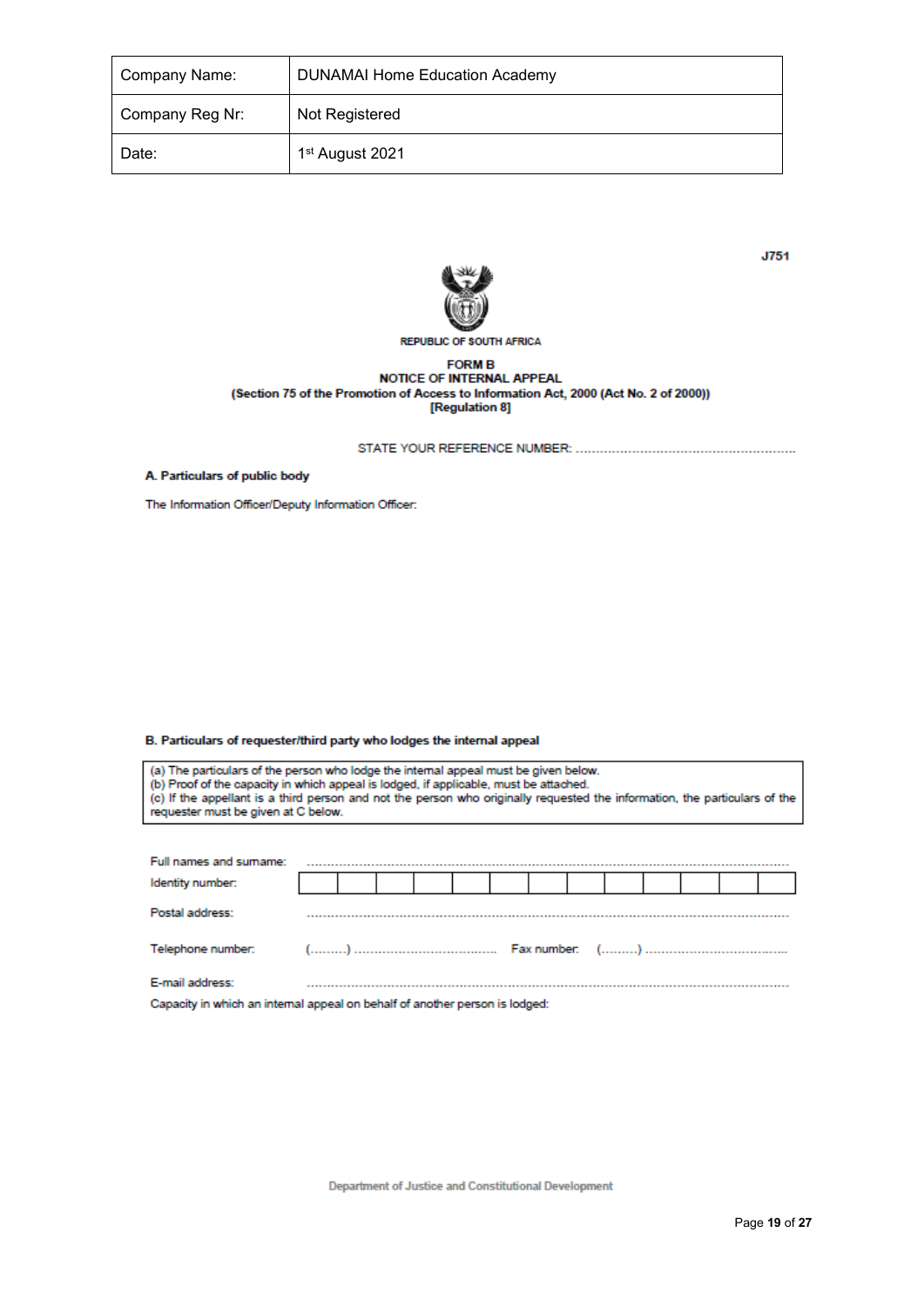| | |
|---|---|
| Company Name: | DUNAMAI Home Education Academy |
| Company Reg Nr: | Not Registered |
| Date: | 1st August 2021 |

J751

REPUBLIC OF SOUTH AFRICA

**FORM B**
**NOTICE OF INTERNAL APPEAL**
**(Section 75 of the Promotion of Access to Information Act, 2000 (Act No. 2 of 2000))**
**[Regulation 8]**

STATE YOUR REFERENCE NUMBER: .......................................................

**A. Particulars of public body**

The Information Officer/Deputy Information Officer:

**B. Particulars of requester/third party who lodges the internal appeal**

(a) The particulars of the person who lodge the internal appeal must be given below.
(b) Proof of the capacity in which appeal is lodged, if applicable, must be attached.
(c) If the appellant is a third person and not the person who originally requested the information, the particulars of the requester must be given at C below.

Full names and surname: ...........................................................................................................

Identity number:

| | | | | | | | | | | | | |
|---|---|---|---|---|---|---|---|---|---|---|---|---|
| | | | | | | | | | | | | |

Postal address: ...........................................................................................................

Telephone number: (.........) ..................................... Fax number: (.........) .....................................

E-mail address: ...........................................................................................................

Capacity in which an internal appeal on behalf of another person is lodged:

Department of Justice and Constitutional Development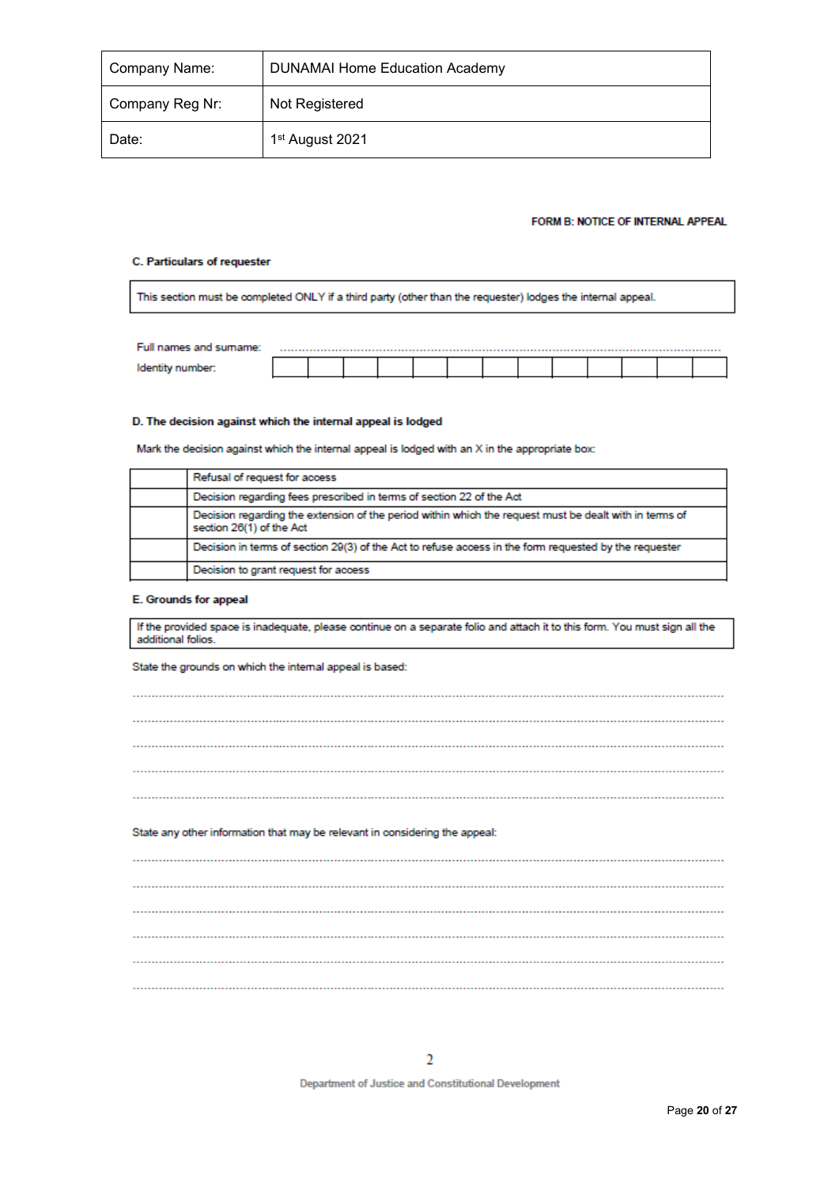| Company Name: | DUNAMAI Home Education Academy |
|---|---|
| Company Reg Nr: | Not Registered |
| Date: | 1st August 2021 |

**FORM B: NOTICE OF INTERNAL APPEAL**

**C. Particulars of requester**

| This section must be completed ONLY if a third party (other than the requester) lodges the internal appeal. |
|---|

Full names and surname: ..........................................................................................................

| Identity number: | | | | | | | | | | | | | |
|---|---|---|---|---|---|---|---|---|---|---|---|---|---|

**D. The decision against which the internal appeal is lodged**

Mark the decision against which the internal appeal is lodged with an X in the appropriate box:

| | |
|---|---|
| | Refusal of request for access |
| | Decision regarding fees prescribed in terms of section 22 of the Act |
| | Decision regarding the extension of the period within which the request must be dealt with in terms of section 26(1) of the Act |
| | Decision in terms of section 29(3) of the Act to refuse access in the form requested by the requester |
| | Decision to grant request for access |

**E. Grounds for appeal**

| If the provided space is inadequate, please continue on a separate folio and attach it to this form. You must sign all the additional folios. |
|---|

State the grounds on which the internal appeal is based:

..........................................................................................................................................

..........................................................................................................................................

..........................................................................................................................................

..........................................................................................................................................

..........................................................................................................................................

State any other information that may be relevant in considering the appeal:

..........................................................................................................................................

..........................................................................................................................................

..........................................................................................................................................

..........................................................................................................................................

..........................................................................................................................................

..........................................................................................................................................

Department of Justice and Constitutional Development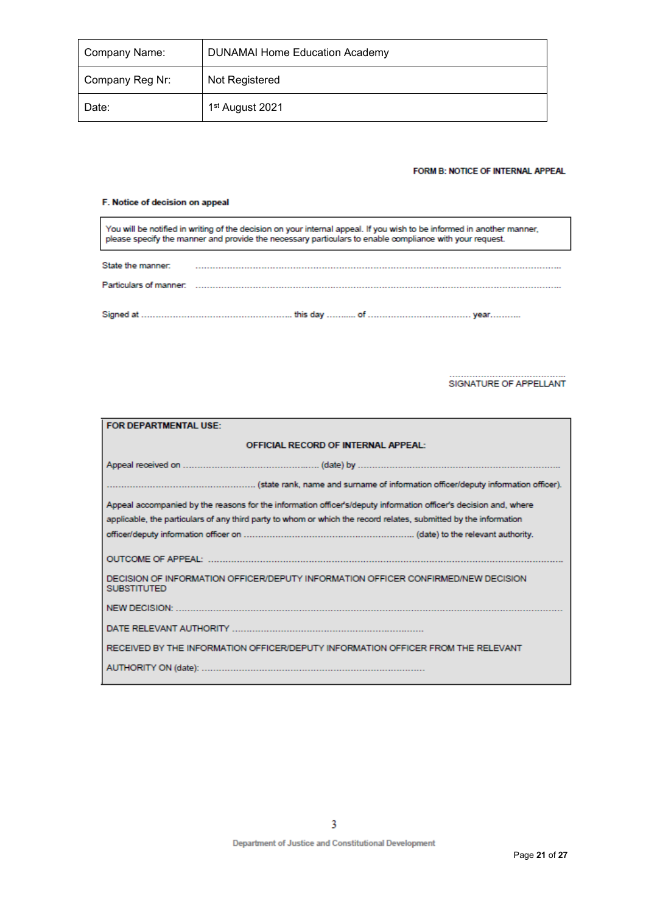| Company Name: | DUNAMAI Home Education Academy |
|---|---|
| Company Reg Nr: | Not Registered |
| Date: | 1st August 2021 |

**FORM B: NOTICE OF INTERNAL APPEAL**

**F. Notice of decision on appeal**

You will be notified in writing of the decision on your internal appeal. If you wish to be informed in another manner, please specify the manner and provide the necessary particulars to enable compliance with your request.

State the manner: ..........................................................................................................................

Particulars of manner: ..........................................................................................................................

Signed at ........................................................ this day ........... of .................................... year...........

.............................................
SIGNATURE OF APPELLANT

**FOR DEPARTMENTAL USE:**

**OFFICIAL RECORD OF INTERNAL APPEAL:**

Appeal received on ................................................ (date) by ........................................................................

.................................................... (state rank, name and surname of information officer/deputy information officer).

Appeal accompanied by the reasons for the information officer's/deputy information officer's decision and, where applicable, the particulars of any third party to whom or which the record relates, submitted by the information officer/deputy information officer on ............................................................ (date) to the relevant authority.

OUTCOME OF APPEAL: ..........................................................................................................................

DECISION OF INFORMATION OFFICER/DEPUTY INFORMATION OFFICER CONFIRMED/NEW DECISION SUBSTITUTED

NEW DECISION: ..........................................................................................................................

DATE RELEVANT AUTHORITY ....................................................................

RECEIVED BY THE INFORMATION OFFICER/DEPUTY INFORMATION OFFICER FROM THE RELEVANT AUTHORITY ON (date): ..............................................................................

Department of Justice and Constitutional Development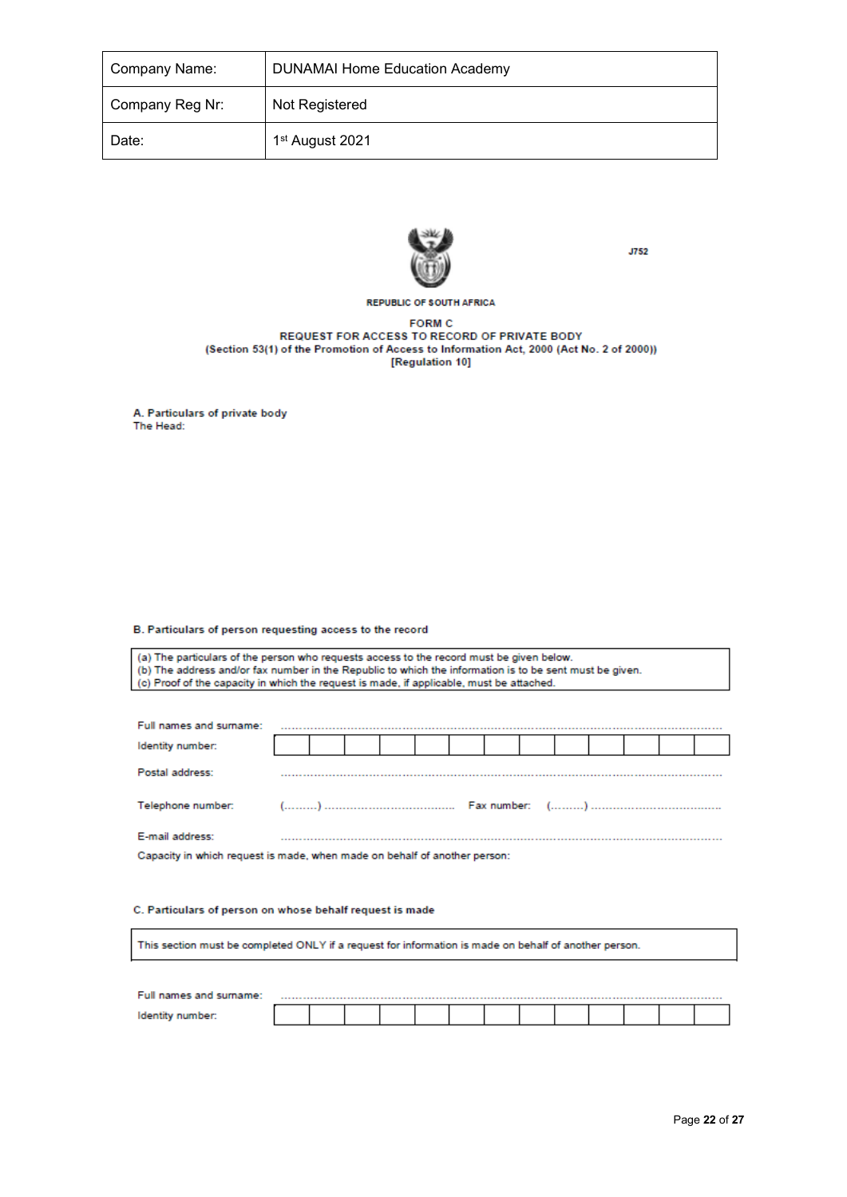| Company Name: | DUNAMAI Home Education Academy |
| --- | --- |
| Company Reg Nr: | Not Registered |
| Date: | 1st August 2021 |

J752

**REPUBLIC OF SOUTH AFRICA**

**FORM C**
**REQUEST FOR ACCESS TO RECORD OF PRIVATE BODY**
**(Section 53(1) of the Promotion of Access to Information Act, 2000 (Act No. 2 of 2000))**
**[Regulation 10]**

**A. Particulars of private body**
The Head:

**B. Particulars of person requesting access to the record**

(a) The particulars of the person who requests access to the record must be given below.
(b) The address and/or fax number in the Republic to which the information is to be sent must be given.
(c) Proof of the capacity in which the request is made, if applicable, must be attached.

Full names and surname: ..............................................................................................................

Identity number:

| | | | | | | | | | | | | |
| --- | --- | --- | --- | --- | --- | --- | --- | --- | --- | --- | --- | --- |

Postal address: ..............................................................................................................

Telephone number: (.........) ..................................... Fax number: (.........) .....................................

E-mail address: ..............................................................................................................

Capacity in which request is made, when made on behalf of another person:

**C. Particulars of person on whose behalf request is made**

This section must be completed ONLY if a request for information is made on behalf of another person.

Full names and surname: ..............................................................................................................

Identity number:

| | | | | | | | | | | | | |
| --- | --- | --- | --- | --- | --- | --- | --- | --- | --- | --- | --- | --- |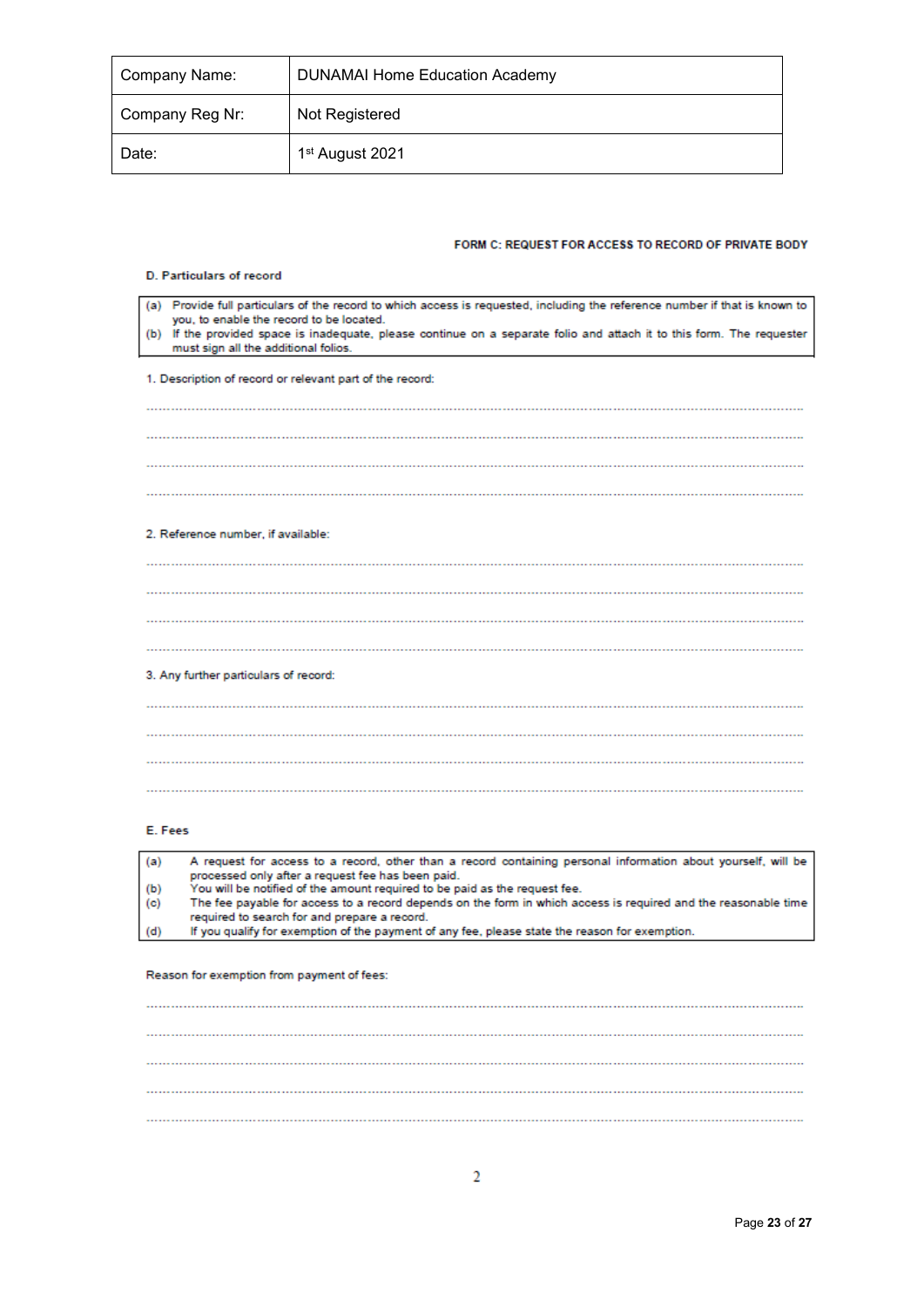| Company Name: | DUNAMAI Home Education Academy |
| --- | --- |
| Company Reg Nr: | Not Registered |
| Date: | 1st August 2021 |

**FORM C: REQUEST FOR ACCESS TO RECORD OF PRIVATE BODY**

**D. Particulars of record**

(a) Provide full particulars of the record to which access is requested, including the reference number if that is known to you, to enable the record to be located.
(b) If the provided space is inadequate, please continue on a separate folio and attach it to this form. The requester must sign all the additional folios.

1. Description of record or relevant part of the record:

..........................................................................................................................................

..........................................................................................................................................

..........................................................................................................................................

..........................................................................................................................................

2. Reference number, if available:

..........................................................................................................................................

..........................................................................................................................................

..........................................................................................................................................

..........................................................................................................................................

3. Any further particulars of record:

..........................................................................................................................................

..........................................................................................................................................

..........................................................................................................................................

..........................................................................................................................................

**E. Fees**

(a) A request for access to a record, other than a record containing personal information about yourself, will be processed only after a request fee has been paid.
(b) You will be notified of the amount required to be paid as the request fee.
(c) The fee payable for access to a record depends on the form in which access is required and the reasonable time required to search for and prepare a record.
(d) If you qualify for exemption of the payment of any fee, please state the reason for exemption.

Reason for exemption from payment of fees:

..........................................................................................................................................

..........................................................................................................................................

..........................................................................................................................................

..........................................................................................................................................

..........................................................................................................................................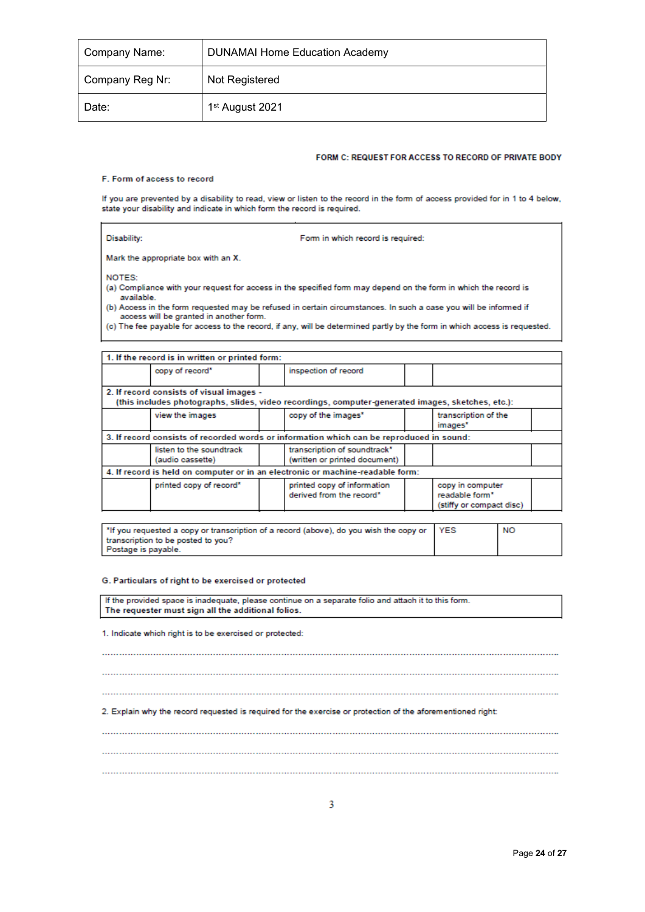| | |
|---|---|
| Company Name: | DUNAMAI Home Education Academy |
| Company Reg Nr: | Not Registered |
| Date: | 1st August 2021 |

**FORM C: REQUEST FOR ACCESS TO RECORD OF PRIVATE BODY**

**F. Form of access to record**

If you are prevented by a disability to read, view or listen to the record in the form of access provided for in 1 to 4 below, state your disability and indicate in which form the record is required.

| | |
|---|---|
| Disability: | Form in which record is required: |

Mark the appropriate box with an X.

NOTES:
(a) Compliance with your request for access in the specified form may depend on the form in which the record is available.
(b) Access in the form requested may be refused in certain circumstances. In such a case you will be informed if access will be granted in another form.
(c) The fee payable for access to the record, if any, will be determined partly by the form in which access is requested.

| | | | | | | |
|---|---|---|---|---|---|---|
| **1. If the record is in written or printed form:** | | | | | | |
| | copy of record* | | inspection of record | | | |
| **2. If record consists of visual images - (this includes photographs, slides, video recordings, computer-generated images, sketches, etc.):** | | | | | | |
| | view the images | | copy of the images* | | transcription of the images* | |
| **3. If record consists of recorded words or information which can be reproduced in sound:** | | | | | | |
| | listen to the soundtrack (audio cassette) | | transcription of soundtrack* (written or printed document) | | | |
| **4. If record is held on computer or in an electronic or machine-readable form:** | | | | | | |
| | printed copy of record* | | printed copy of information derived from the record* | | copy in computer readable form* (stiffy or compact disc) | |

| | | |
|---|---|---|
| *If you requested a copy or transcription of a record (above), do you wish the copy or transcription to be posted to you? Postage is payable. | YES | NO |

**G. Particulars of right to be exercised or protected**

If the provided space is inadequate, please continue on a separate folio and attach it to this form. **The requester must sign all the additional folios.**

1. Indicate which right is to be exercised or protected:

................................................................................................................................................

................................................................................................................................................

................................................................................................................................................

2. Explain why the record requested is required for the exercise or protection of the aforementioned right:

................................................................................................................................................

................................................................................................................................................

................................................................................................................................................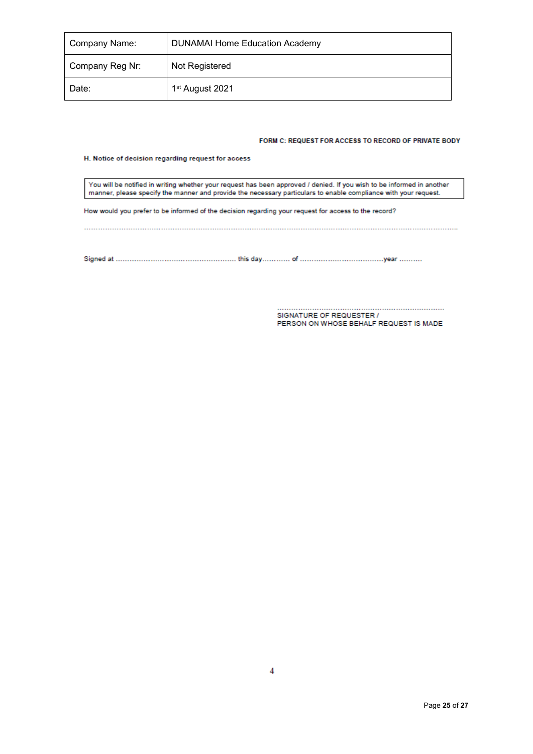| | |
|---|---|
| Company Name: | DUNAMAI Home Education Academy |
| Company Reg Nr: | Not Registered |
| Date: | 1st August 2021 |

**FORM C: REQUEST FOR ACCESS TO RECORD OF PRIVATE BODY**

**H. Notice of decision regarding request for access**

You will be notified in writing whether your request has been approved / denied. If you wish to be informed in another manner, please specify the manner and provide the necessary particulars to enable compliance with your request.

How would you prefer to be informed of the decision regarding your request for access to the record?

.......................................................................................................................................................

Signed at ..................................................... this day............ of .....................................year ..........

.........................................................................
SIGNATURE OF REQUESTER /
PERSON ON WHOSE BEHALF REQUEST IS MADE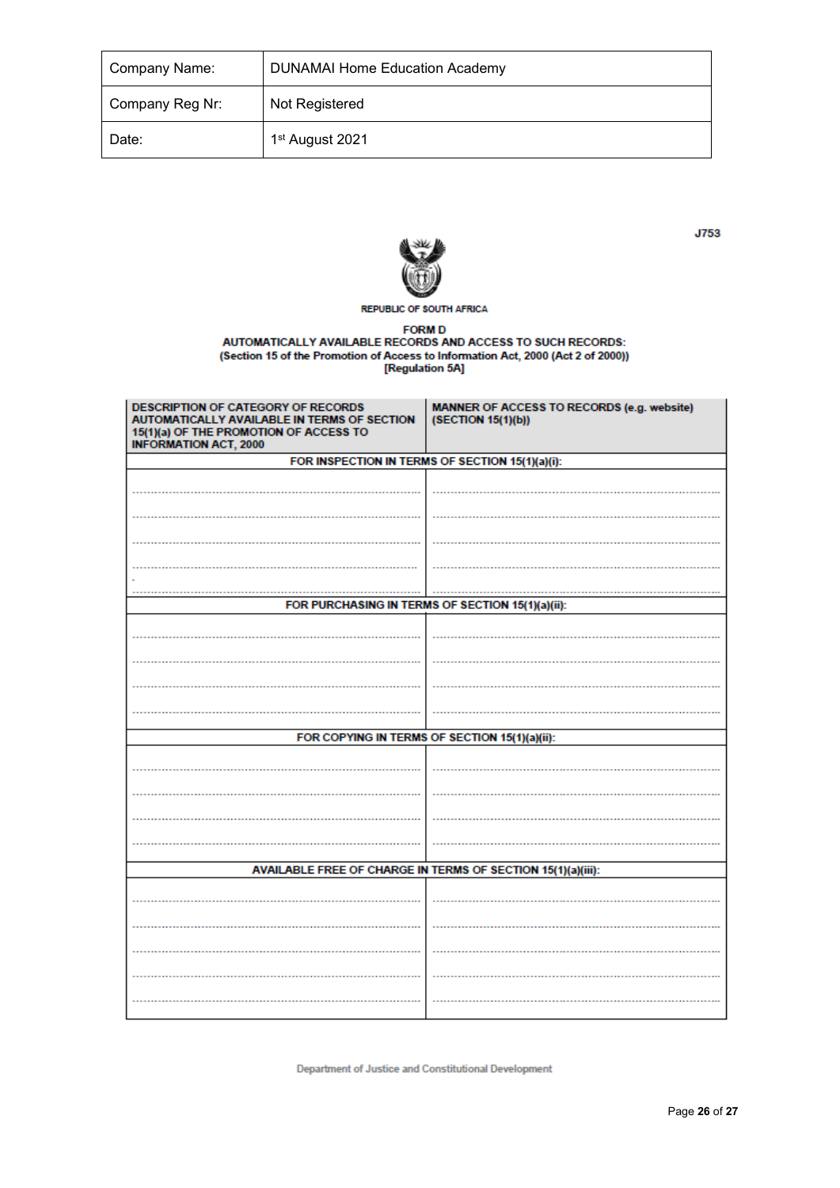| | |
|---|---|
| Company Name: | DUNAMAI Home Education Academy |
| Company Reg Nr: | Not Registered |
| Date: | 1st August 2021 |

J753

REPUBLIC OF SOUTH AFRICA

**FORM D**
**AUTOMATICALLY AVAILABLE RECORDS AND ACCESS TO SUCH RECORDS:**
**(Section 15 of the Promotion of Access to Information Act, 2000 (Act 2 of 2000))**
**[Regulation 5A]**

| DESCRIPTION OF CATEGORY OF RECORDS AUTOMATICALLY AVAILABLE IN TERMS OF SECTION 15(1)(a) OF THE PROMOTION OF ACCESS TO INFORMATION ACT, 2000 | MANNER OF ACCESS TO RECORDS (e.g. website) (SECTION 15(1)(b)) |
|---|---|
| **FOR INSPECTION IN TERMS OF SECTION 15(1)(a)(i):** | |
| ............................................................ | ............................................................ |
| ............................................................ | ............................................................ |
| ............................................................ | ............................................................ |
| ............................................................ | ............................................................ |
| ............................................................ | ............................................................ |
| **FOR PURCHASING IN TERMS OF SECTION 15(1)(a)(ii):** | |
| ............................................................ | ............................................................ |
| ............................................................ | ............................................................ |
| ............................................................ | ............................................................ |
| ............................................................ | ............................................................ |
| **FOR COPYING IN TERMS OF SECTION 15(1)(a)(ii):** | |
| ............................................................ | ............................................................ |
| ............................................................ | ............................................................ |
| ............................................................ | ............................................................ |
| ............................................................ | ............................................................ |
| **AVAILABLE FREE OF CHARGE IN TERMS OF SECTION 15(1)(a)(iii):** | |
| ............................................................ | ............................................................ |
| ............................................................ | ............................................................ |
| ............................................................ | ............................................................ |
| ............................................................ | ............................................................ |
| ............................................................ | ............................................................ |

Department of Justice and Constitutional Development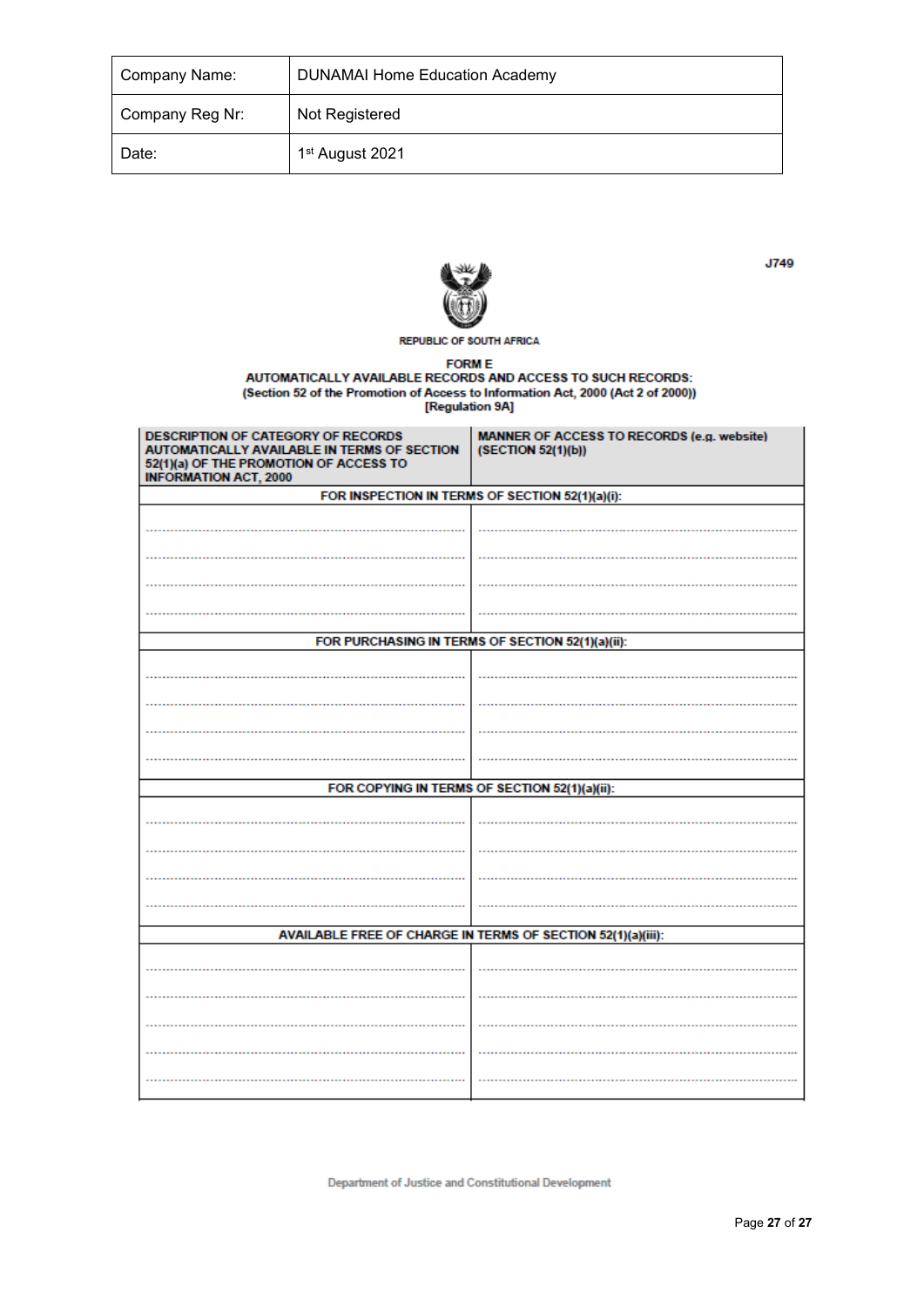| | |
|---|---|
| Company Name: | DUNAMAI Home Education Academy |
| Company Reg Nr: | Not Registered |
| Date: | 1st August 2021 |

J749

REPUBLIC OF SOUTH AFRICA

**FORM E**
**AUTOMATICALLY AVAILABLE RECORDS AND ACCESS TO SUCH RECORDS:**
**(Section 52 of the Promotion of Access to Information Act, 2000 (Act 2 of 2000))**
**[Regulation 9A]**

| DESCRIPTION OF CATEGORY OF RECORDS AUTOMATICALLY AVAILABLE IN TERMS OF SECTION 52(1)(a) OF THE PROMOTION OF ACCESS TO INFORMATION ACT, 2000 | MANNER OF ACCESS TO RECORDS (e.g. website) (SECTION 52(1)(b)) |
|---|---|
| **FOR INSPECTION IN TERMS OF SECTION 52(1)(a)(i):** | |
| ................................................ | ................................................ |
| ................................................ | ................................................ |
| ................................................ | ................................................ |
| ................................................ | ................................................ |
| **FOR PURCHASING IN TERMS OF SECTION 52(1)(a)(ii):** | |
| ................................................ | ................................................ |
| ................................................ | ................................................ |
| ................................................ | ................................................ |
| ................................................ | ................................................ |
| **FOR COPYING IN TERMS OF SECTION 52(1)(a)(ii):** | |
| ................................................ | ................................................ |
| ................................................ | ................................................ |
| ................................................ | ................................................ |
| ................................................ | ................................................ |
| **AVAILABLE FREE OF CHARGE IN TERMS OF SECTION 52(1)(a)(iii):** | |
| ................................................ | ................................................ |
| ................................................ | ................................................ |
| ................................................ | ................................................ |
| ................................................ | ................................................ |
| ................................................ | ................................................ |

Department of Justice and Constitutional Development